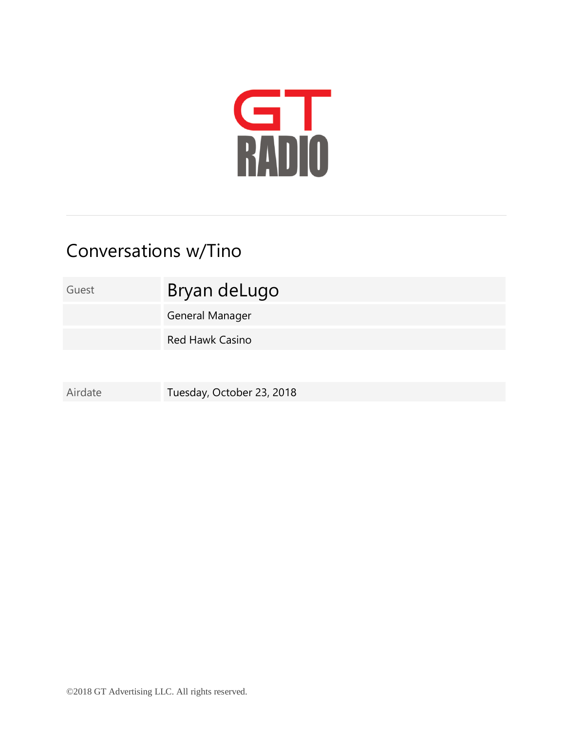GT RADIO

---

# Conversations w/Tino

| Guest | Bryan deLugo |
| --- | --- |
| | General Manager |
| | Red Hawk Casino |

| Airdate | Tuesday, October 23, 2018 |
| --- | --- |

©2018 GT Advertising LLC. All rights reserved.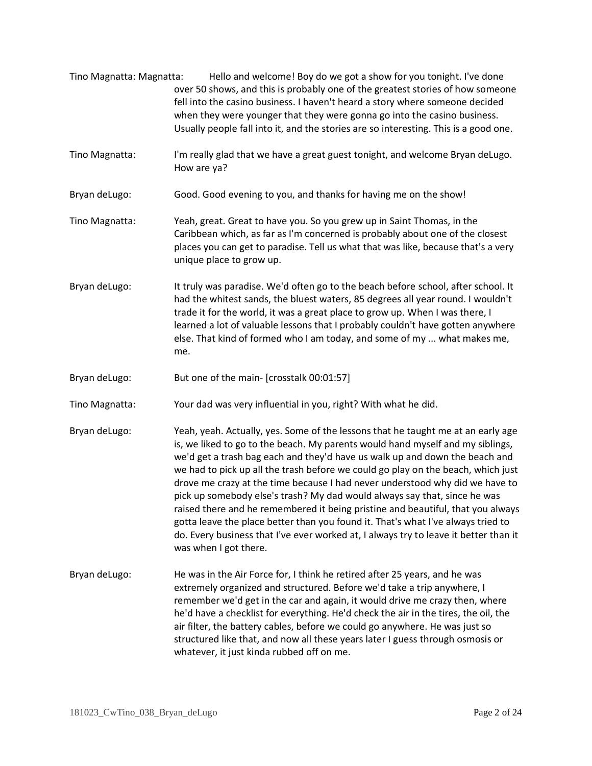**Tino Magnatta: Magnatta:** Hello and welcome! Boy do we got a show for you tonight. I've done over 50 shows, and this is probably one of the greatest stories of how someone fell into the casino business. I haven't heard a story where someone decided when they were younger that they were gonna go into the casino business. Usually people fall into it, and the stories are so interesting. This is a good one.

**Tino Magnatta:** I'm really glad that we have a great guest tonight, and welcome Bryan deLugo. How are ya?

**Bryan deLugo:** Good. Good evening to you, and thanks for having me on the show!

**Tino Magnatta:** Yeah, great. Great to have you. So you grew up in Saint Thomas, in the Caribbean which, as far as I'm concerned is probably about one of the closest places you can get to paradise. Tell us what that was like, because that's a very unique place to grow up.

**Bryan deLugo:** It truly was paradise. We'd often go to the beach before school, after school. It had the whitest sands, the bluest waters, 85 degrees all year round. I wouldn't trade it for the world, it was a great place to grow up. When I was there, I learned a lot of valuable lessons that I probably couldn't have gotten anywhere else. That kind of formed who I am today, and some of my ... what makes me, me.

**Bryan deLugo:** But one of the main- [crosstalk 00:01:57]

**Tino Magnatta:** Your dad was very influential in you, right? With what he did.

**Bryan deLugo:** Yeah, yeah. Actually, yes. Some of the lessons that he taught me at an early age is, we liked to go to the beach. My parents would hand myself and my siblings, we'd get a trash bag each and they'd have us walk up and down the beach and we had to pick up all the trash before we could go play on the beach, which just drove me crazy at the time because I had never understood why did we have to pick up somebody else's trash? My dad would always say that, since he was raised there and he remembered it being pristine and beautiful, that you always gotta leave the place better than you found it. That's what I've always tried to do. Every business that I've ever worked at, I always try to leave it better than it was when I got there.

**Bryan deLugo:** He was in the Air Force for, I think he retired after 25 years, and he was extremely organized and structured. Before we'd take a trip anywhere, I remember we'd get in the car and again, it would drive me crazy then, where he'd have a checklist for everything. He'd check the air in the tires, the oil, the air filter, the battery cables, before we could go anywhere. He was just so structured like that, and now all these years later I guess through osmosis or whatever, it just kinda rubbed off on me.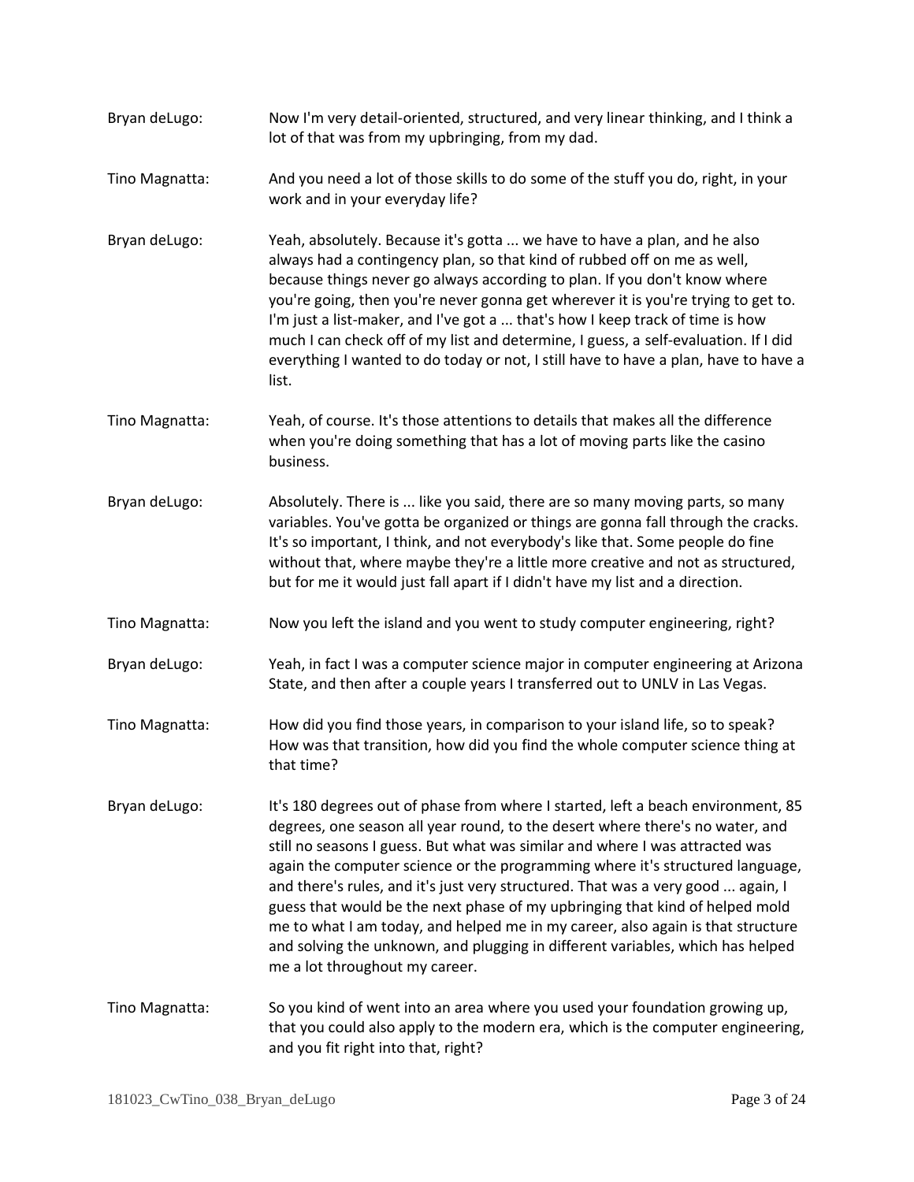Bryan deLugo: Now I'm very detail-oriented, structured, and very linear thinking, and I think a lot of that was from my upbringing, from my dad.

Tino Magnatta: And you need a lot of those skills to do some of the stuff you do, right, in your work and in your everyday life?

Bryan deLugo: Yeah, absolutely. Because it's gotta ... we have to have a plan, and he also always had a contingency plan, so that kind of rubbed off on me as well, because things never go always according to plan. If you don't know where you're going, then you're never gonna get wherever it is you're trying to get to. I'm just a list-maker, and I've got a ... that's how I keep track of time is how much I can check off of my list and determine, I guess, a self-evaluation. If I did everything I wanted to do today or not, I still have to have a plan, have to have a list.

Tino Magnatta: Yeah, of course. It's those attentions to details that makes all the difference when you're doing something that has a lot of moving parts like the casino business.

Bryan deLugo: Absolutely. There is ... like you said, there are so many moving parts, so many variables. You've gotta be organized or things are gonna fall through the cracks. It's so important, I think, and not everybody's like that. Some people do fine without that, where maybe they're a little more creative and not as structured, but for me it would just fall apart if I didn't have my list and a direction.

Tino Magnatta: Now you left the island and you went to study computer engineering, right?

Bryan deLugo: Yeah, in fact I was a computer science major in computer engineering at Arizona State, and then after a couple years I transferred out to UNLV in Las Vegas.

Tino Magnatta: How did you find those years, in comparison to your island life, so to speak? How was that transition, how did you find the whole computer science thing at that time?

Bryan deLugo: It's 180 degrees out of phase from where I started, left a beach environment, 85 degrees, one season all year round, to the desert where there's no water, and still no seasons I guess. But what was similar and where I was attracted was again the computer science or the programming where it's structured language, and there's rules, and it's just very structured. That was a very good ... again, I guess that would be the next phase of my upbringing that kind of helped mold me to what I am today, and helped me in my career, also again is that structure and solving the unknown, and plugging in different variables, which has helped me a lot throughout my career.

Tino Magnatta: So you kind of went into an area where you used your foundation growing up, that you could also apply to the modern era, which is the computer engineering, and you fit right into that, right?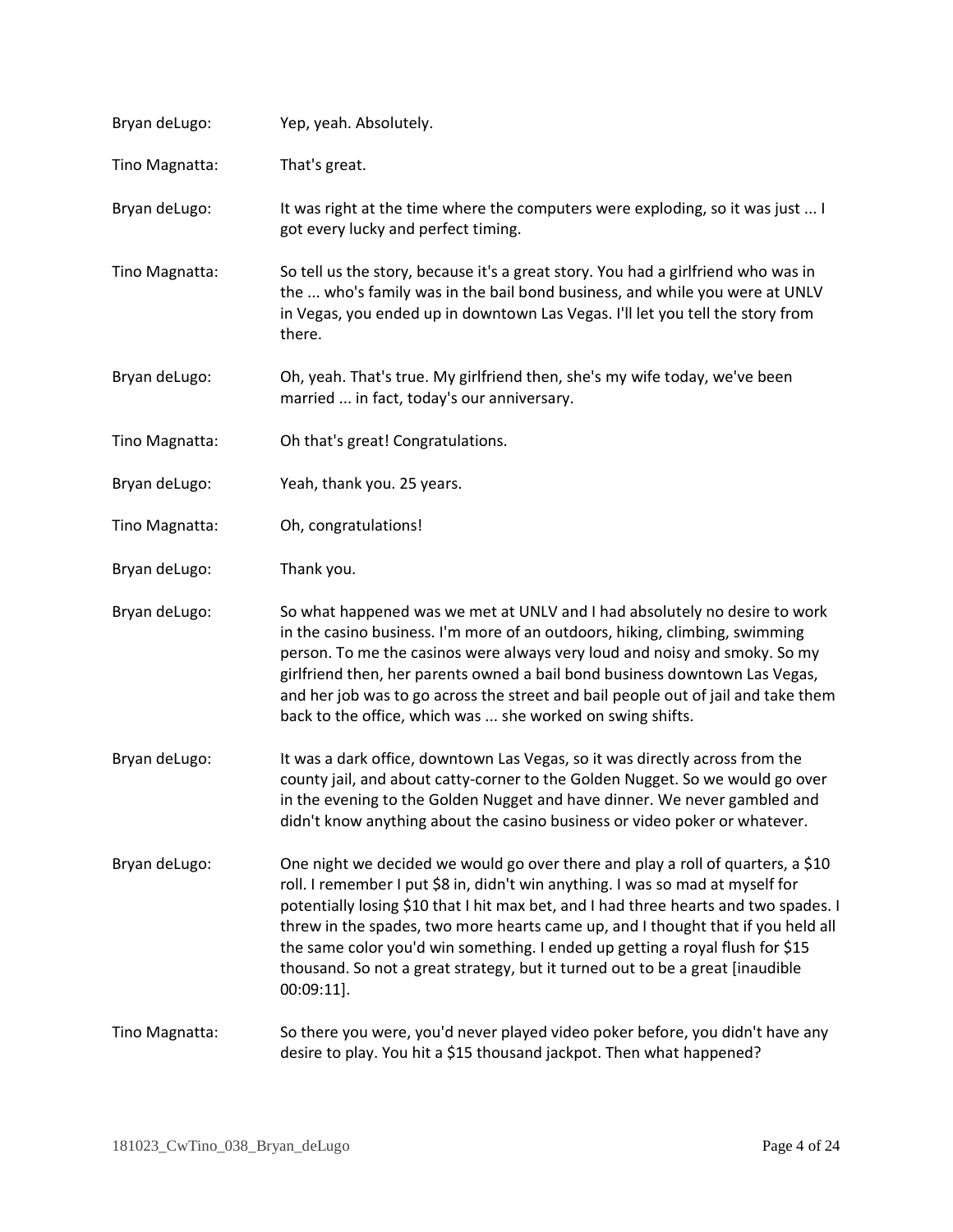Bryan deLugo: Yep, yeah. Absolutely.

Tino Magnatta: That's great.

Bryan deLugo: It was right at the time where the computers were exploding, so it was just ... I got every lucky and perfect timing.

Tino Magnatta: So tell us the story, because it's a great story. You had a girlfriend who was in the ... who's family was in the bail bond business, and while you were at UNLV in Vegas, you ended up in downtown Las Vegas. I'll let you tell the story from there.

Bryan deLugo: Oh, yeah. That's true. My girlfriend then, she's my wife today, we've been married ... in fact, today's our anniversary.

Tino Magnatta: Oh that's great! Congratulations.

Bryan deLugo: Yeah, thank you. 25 years.

Tino Magnatta: Oh, congratulations!

Bryan deLugo: Thank you.

Bryan deLugo: So what happened was we met at UNLV and I had absolutely no desire to work in the casino business. I'm more of an outdoors, hiking, climbing, swimming person. To me the casinos were always very loud and noisy and smoky. So my girlfriend then, her parents owned a bail bond business downtown Las Vegas, and her job was to go across the street and bail people out of jail and take them back to the office, which was ... she worked on swing shifts.

Bryan deLugo: It was a dark office, downtown Las Vegas, so it was directly across from the county jail, and about catty-corner to the Golden Nugget. So we would go over in the evening to the Golden Nugget and have dinner. We never gambled and didn't know anything about the casino business or video poker or whatever.

Bryan deLugo: One night we decided we would go over there and play a roll of quarters, a $10 roll. I remember I put $8 in, didn't win anything. I was so mad at myself for potentially losing $10 that I hit max bet, and I had three hearts and two spades. I threw in the spades, two more hearts came up, and I thought that if you held all the same color you'd win something. I ended up getting a royal flush for $15 thousand. So not a great strategy, but it turned out to be a great [inaudible 00:09:11].

Tino Magnatta: So there you were, you'd never played video poker before, you didn't have any desire to play. You hit a $15 thousand jackpot. Then what happened?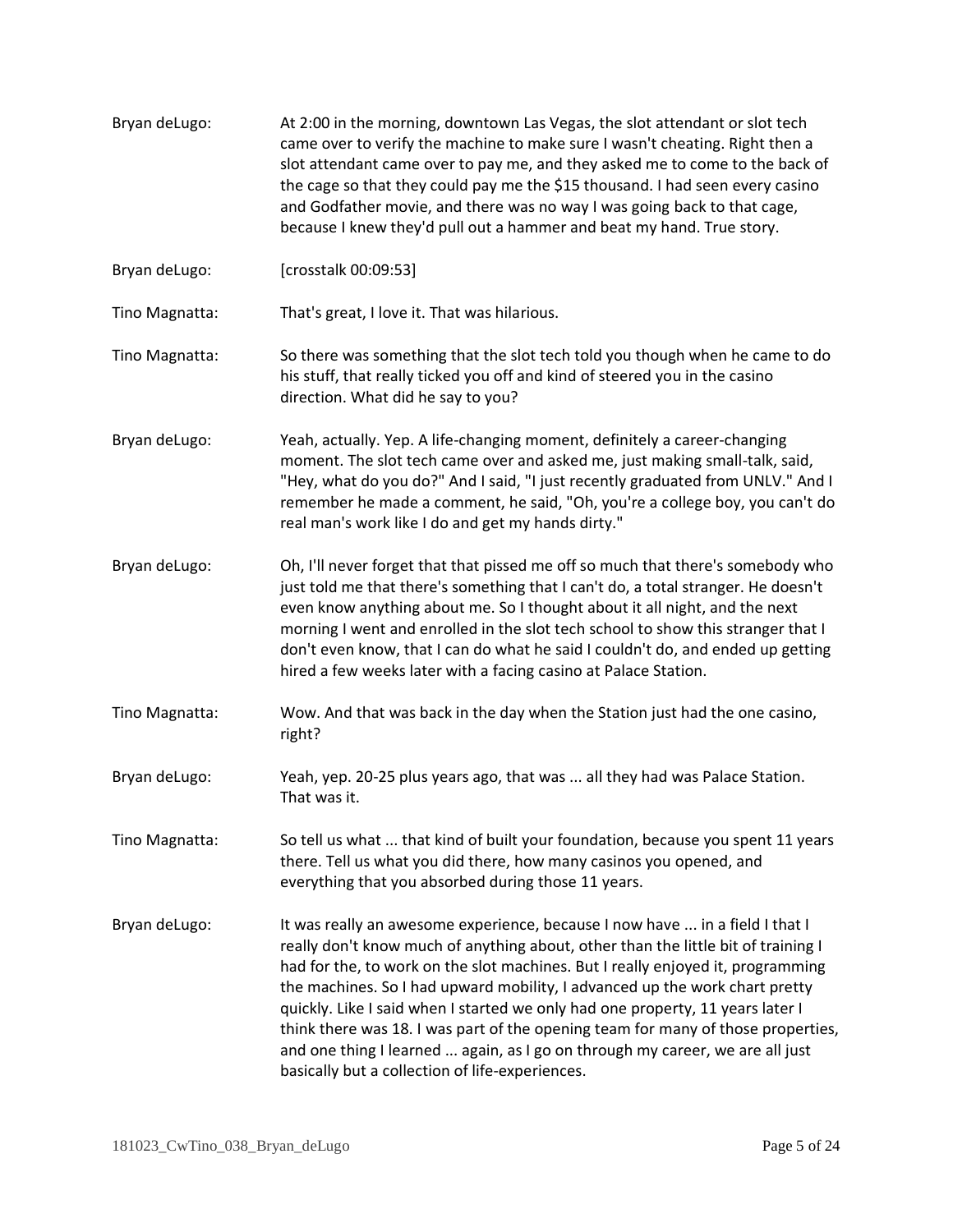Bryan deLugo: At 2:00 in the morning, downtown Las Vegas, the slot attendant or slot tech came over to verify the machine to make sure I wasn't cheating. Right then a slot attendant came over to pay me, and they asked me to come to the back of the cage so that they could pay me the $15 thousand. I had seen every casino and Godfather movie, and there was no way I was going back to that cage, because I knew they'd pull out a hammer and beat my hand. True story.

Bryan deLugo: [crosstalk 00:09:53]

Tino Magnatta: That's great, I love it. That was hilarious.

Tino Magnatta: So there was something that the slot tech told you though when he came to do his stuff, that really ticked you off and kind of steered you in the casino direction. What did he say to you?

Bryan deLugo: Yeah, actually. Yep. A life-changing moment, definitely a career-changing moment. The slot tech came over and asked me, just making small-talk, said, "Hey, what do you do?" And I said, "I just recently graduated from UNLV." And I remember he made a comment, he said, "Oh, you're a college boy, you can't do real man's work like I do and get my hands dirty."

Bryan deLugo: Oh, I'll never forget that that pissed me off so much that there's somebody who just told me that there's something that I can't do, a total stranger. He doesn't even know anything about me. So I thought about it all night, and the next morning I went and enrolled in the slot tech school to show this stranger that I don't even know, that I can do what he said I couldn't do, and ended up getting hired a few weeks later with a facing casino at Palace Station.

Tino Magnatta: Wow. And that was back in the day when the Station just had the one casino, right?

Bryan deLugo: Yeah, yep. 20-25 plus years ago, that was ... all they had was Palace Station. That was it.

Tino Magnatta: So tell us what ... that kind of built your foundation, because you spent 11 years there. Tell us what you did there, how many casinos you opened, and everything that you absorbed during those 11 years.

Bryan deLugo: It was really an awesome experience, because I now have ... in a field I that I really don't know much of anything about, other than the little bit of training I had for the, to work on the slot machines. But I really enjoyed it, programming the machines. So I had upward mobility, I advanced up the work chart pretty quickly. Like I said when I started we only had one property, 11 years later I think there was 18. I was part of the opening team for many of those properties, and one thing I learned ... again, as I go on through my career, we are all just basically but a collection of life-experiences.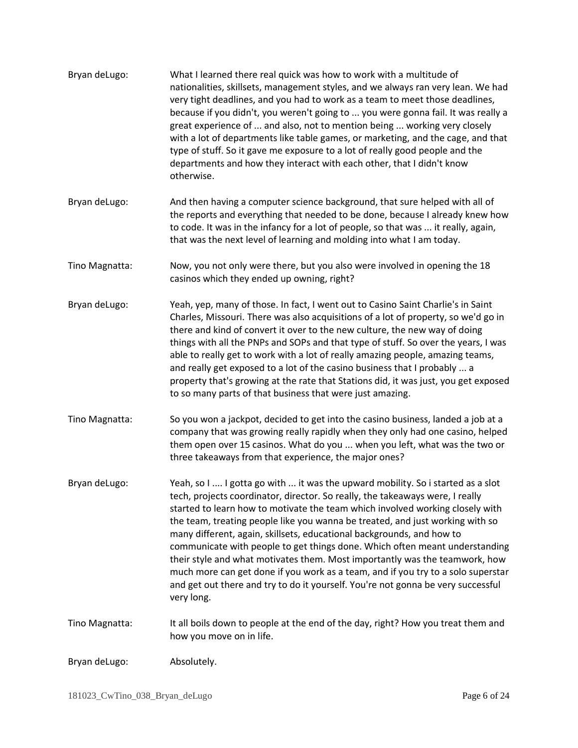Bryan deLugo: What I learned there real quick was how to work with a multitude of nationalities, skillsets, management styles, and we always ran very lean. We had very tight deadlines, and you had to work as a team to meet those deadlines, because if you didn't, you weren't going to ... you were gonna fail. It was really a great experience of ... and also, not to mention being ... working very closely with a lot of departments like table games, or marketing, and the cage, and that type of stuff. So it gave me exposure to a lot of really good people and the departments and how they interact with each other, that I didn't know otherwise.

Bryan deLugo: And then having a computer science background, that sure helped with all of the reports and everything that needed to be done, because I already knew how to code. It was in the infancy for a lot of people, so that was ... it really, again, that was the next level of learning and molding into what I am today.

Tino Magnatta: Now, you not only were there, but you also were involved in opening the 18 casinos which they ended up owning, right?

Bryan deLugo: Yeah, yep, many of those. In fact, I went out to Casino Saint Charlie's in Saint Charles, Missouri. There was also acquisitions of a lot of property, so we'd go in there and kind of convert it over to the new culture, the new way of doing things with all the PNPs and SOPs and that type of stuff. So over the years, I was able to really get to work with a lot of really amazing people, amazing teams, and really get exposed to a lot of the casino business that I probably ... a property that's growing at the rate that Stations did, it was just, you get exposed to so many parts of that business that were just amazing.

Tino Magnatta: So you won a jackpot, decided to get into the casino business, landed a job at a company that was growing really rapidly when they only had one casino, helped them open over 15 casinos. What do you ... when you left, what was the two or three takeaways from that experience, the major ones?

Bryan deLugo: Yeah, so I .... I gotta go with ... it was the upward mobility. So i started as a slot tech, projects coordinator, director. So really, the takeaways were, I really started to learn how to motivate the team which involved working closely with the team, treating people like you wanna be treated, and just working with so many different, again, skillsets, educational backgrounds, and how to communicate with people to get things done. Which often meant understanding their style and what motivates them. Most importantly was the teamwork, how much more can get done if you work as a team, and if you try to a solo superstar and get out there and try to do it yourself. You're not gonna be very successful very long.

Tino Magnatta: It all boils down to people at the end of the day, right? How you treat them and how you move on in life.

Bryan deLugo: Absolutely.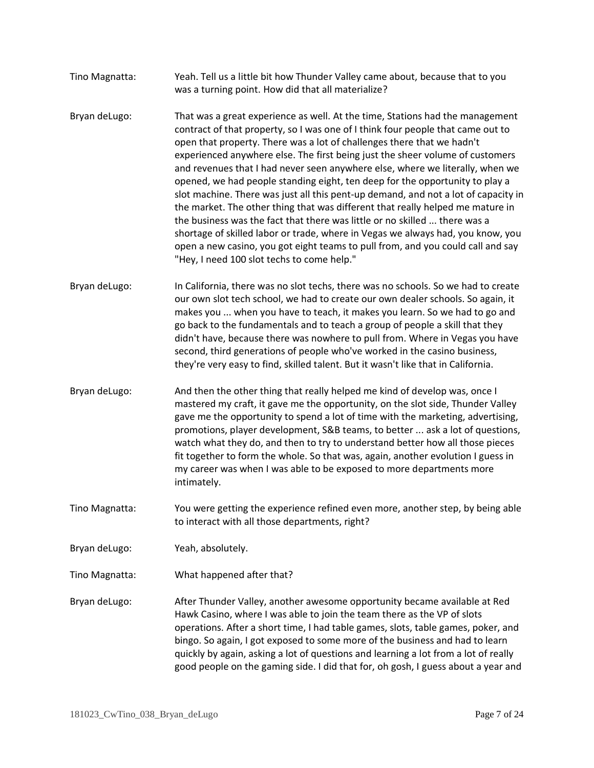Tino Magnatta: Yeah. Tell us a little bit how Thunder Valley came about, because that to you was a turning point. How did that all materialize?

Bryan deLugo: That was a great experience as well. At the time, Stations had the management contract of that property, so I was one of I think four people that came out to open that property. There was a lot of challenges there that we hadn't experienced anywhere else. The first being just the sheer volume of customers and revenues that I had never seen anywhere else, where we literally, when we opened, we had people standing eight, ten deep for the opportunity to play a slot machine. There was just all this pent-up demand, and not a lot of capacity in the market. The other thing that was different that really helped me mature in the business was the fact that there was little or no skilled ... there was a shortage of skilled labor or trade, where in Vegas we always had, you know, you open a new casino, you got eight teams to pull from, and you could call and say "Hey, I need 100 slot techs to come help."

Bryan deLugo: In California, there was no slot techs, there was no schools. So we had to create our own slot tech school, we had to create our own dealer schools. So again, it makes you ... when you have to teach, it makes you learn. So we had to go and go back to the fundamentals and to teach a group of people a skill that they didn't have, because there was nowhere to pull from. Where in Vegas you have second, third generations of people who've worked in the casino business, they're very easy to find, skilled talent. But it wasn't like that in California.

Bryan deLugo: And then the other thing that really helped me kind of develop was, once I mastered my craft, it gave me the opportunity, on the slot side, Thunder Valley gave me the opportunity to spend a lot of time with the marketing, advertising, promotions, player development, S&B teams, to better ... ask a lot of questions, watch what they do, and then to try to understand better how all those pieces fit together to form the whole. So that was, again, another evolution I guess in my career was when I was able to be exposed to more departments more intimately.

Tino Magnatta: You were getting the experience refined even more, another step, by being able to interact with all those departments, right?

Bryan deLugo: Yeah, absolutely.

Tino Magnatta: What happened after that?

Bryan deLugo: After Thunder Valley, another awesome opportunity became available at Red Hawk Casino, where I was able to join the team there as the VP of slots operations. After a short time, I had table games, slots, table games, poker, and bingo. So again, I got exposed to some more of the business and had to learn quickly by again, asking a lot of questions and learning a lot from a lot of really good people on the gaming side. I did that for, oh gosh, I guess about a year and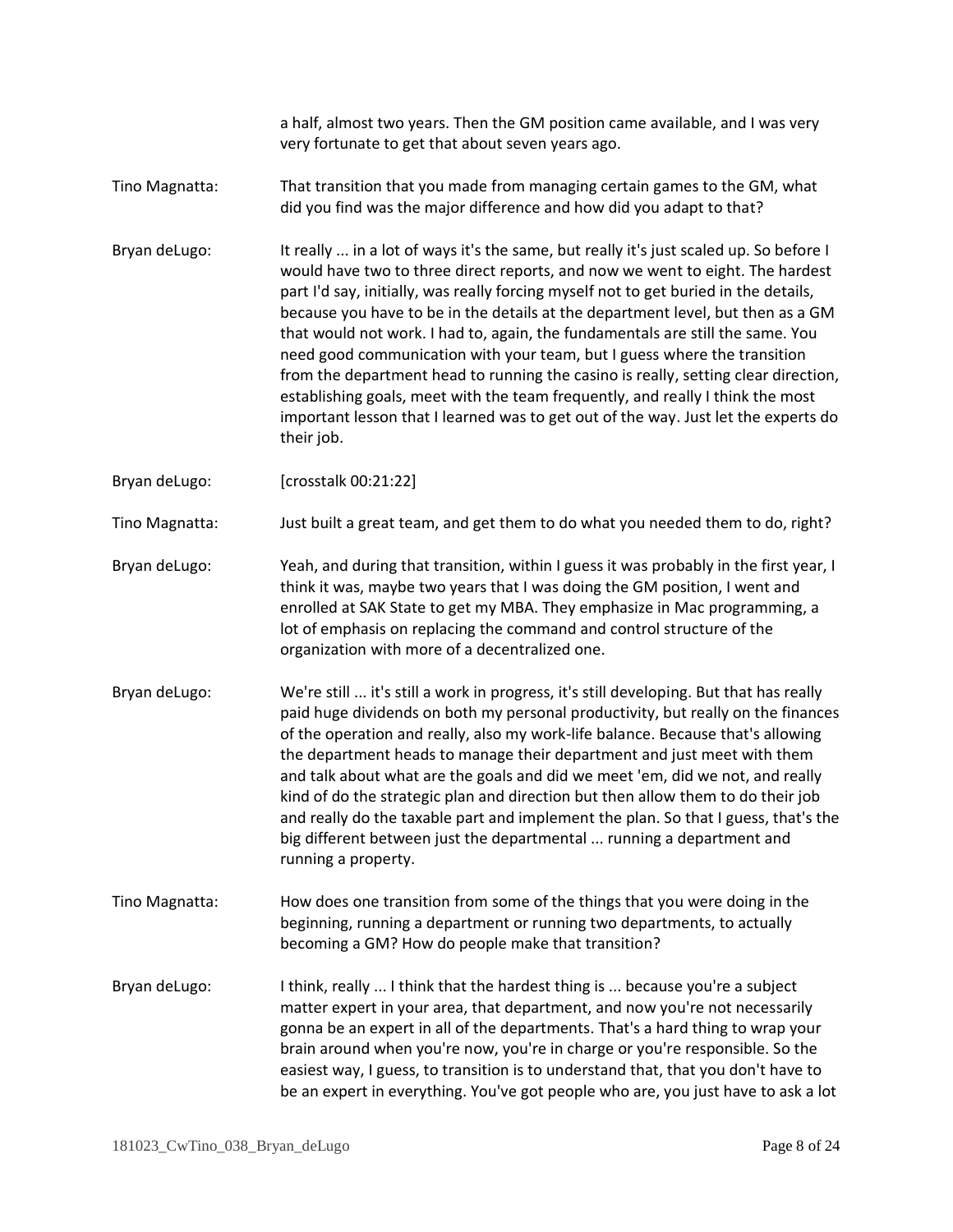a half, almost two years. Then the GM position came available, and I was very very fortunate to get that about seven years ago.

Tino Magnatta: That transition that you made from managing certain games to the GM, what did you find was the major difference and how did you adapt to that?

Bryan deLugo: It really ... in a lot of ways it's the same, but really it's just scaled up. So before I would have two to three direct reports, and now we went to eight. The hardest part I'd say, initially, was really forcing myself not to get buried in the details, because you have to be in the details at the department level, but then as a GM that would not work. I had to, again, the fundamentals are still the same. You need good communication with your team, but I guess where the transition from the department head to running the casino is really, setting clear direction, establishing goals, meet with the team frequently, and really I think the most important lesson that I learned was to get out of the way. Just let the experts do their job.

Bryan deLugo: [crosstalk 00:21:22]

Tino Magnatta: Just built a great team, and get them to do what you needed them to do, right?

Bryan deLugo: Yeah, and during that transition, within I guess it was probably in the first year, I think it was, maybe two years that I was doing the GM position, I went and enrolled at SAK State to get my MBA. They emphasize in Mac programming, a lot of emphasis on replacing the command and control structure of the organization with more of a decentralized one.

Bryan deLugo: We're still ... it's still a work in progress, it's still developing. But that has really paid huge dividends on both my personal productivity, but really on the finances of the operation and really, also my work-life balance. Because that's allowing the department heads to manage their department and just meet with them and talk about what are the goals and did we meet 'em, did we not, and really kind of do the strategic plan and direction but then allow them to do their job and really do the taxable part and implement the plan. So that I guess, that's the big different between just the departmental ... running a department and running a property.

Tino Magnatta: How does one transition from some of the things that you were doing in the beginning, running a department or running two departments, to actually becoming a GM? How do people make that transition?

Bryan deLugo: I think, really ... I think that the hardest thing is ... because you're a subject matter expert in your area, that department, and now you're not necessarily gonna be an expert in all of the departments. That's a hard thing to wrap your brain around when you're now, you're in charge or you're responsible. So the easiest way, I guess, to transition is to understand that, that you don't have to be an expert in everything. You've got people who are, you just have to ask a lot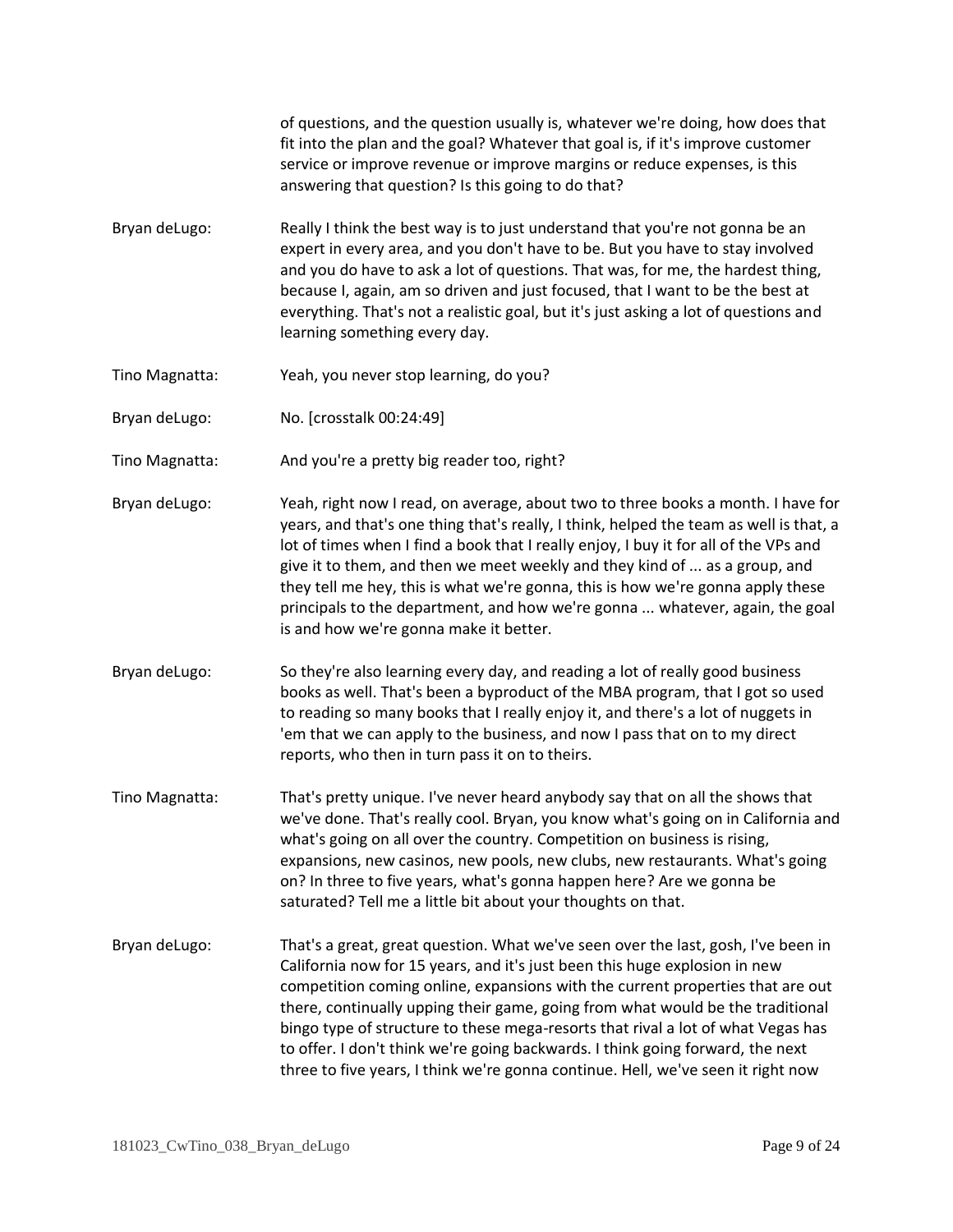of questions, and the question usually is, whatever we're doing, how does that fit into the plan and the goal? Whatever that goal is, if it's improve customer service or improve revenue or improve margins or reduce expenses, is this answering that question? Is this going to do that?

Bryan deLugo: Really I think the best way is to just understand that you're not gonna be an expert in every area, and you don't have to be. But you have to stay involved and you do have to ask a lot of questions. That was, for me, the hardest thing, because I, again, am so driven and just focused, that I want to be the best at everything. That's not a realistic goal, but it's just asking a lot of questions and learning something every day.

Tino Magnatta: Yeah, you never stop learning, do you?

Bryan deLugo: No. [crosstalk 00:24:49]

Tino Magnatta: And you're a pretty big reader too, right?

Bryan deLugo: Yeah, right now I read, on average, about two to three books a month. I have for years, and that's one thing that's really, I think, helped the team as well is that, a lot of times when I find a book that I really enjoy, I buy it for all of the VPs and give it to them, and then we meet weekly and they kind of ... as a group, and they tell me hey, this is what we're gonna, this is how we're gonna apply these principals to the department, and how we're gonna ... whatever, again, the goal is and how we're gonna make it better.

Bryan deLugo: So they're also learning every day, and reading a lot of really good business books as well. That's been a byproduct of the MBA program, that I got so used to reading so many books that I really enjoy it, and there's a lot of nuggets in 'em that we can apply to the business, and now I pass that on to my direct reports, who then in turn pass it on to theirs.

Tino Magnatta: That's pretty unique. I've never heard anybody say that on all the shows that we've done. That's really cool. Bryan, you know what's going on in California and what's going on all over the country. Competition on business is rising, expansions, new casinos, new pools, new clubs, new restaurants. What's going on? In three to five years, what's gonna happen here? Are we gonna be saturated? Tell me a little bit about your thoughts on that.

Bryan deLugo: That's a great, great question. What we've seen over the last, gosh, I've been in California now for 15 years, and it's just been this huge explosion in new competition coming online, expansions with the current properties that are out there, continually upping their game, going from what would be the traditional bingo type of structure to these mega-resorts that rival a lot of what Vegas has to offer. I don't think we're going backwards. I think going forward, the next three to five years, I think we're gonna continue. Hell, we've seen it right now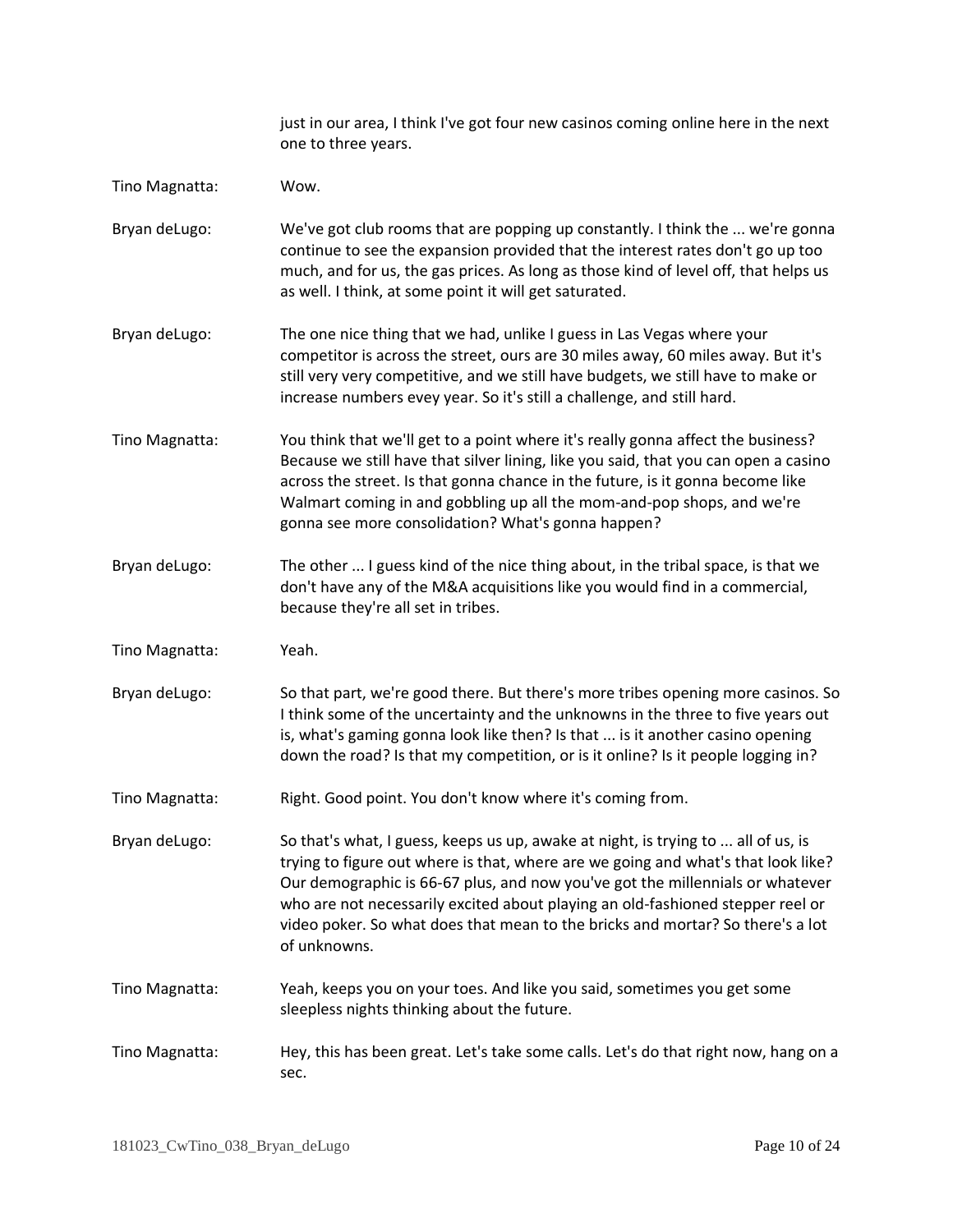just in our area, I think I've got four new casinos coming online here in the next one to three years.

Tino Magnatta: Wow.

Bryan deLugo: We've got club rooms that are popping up constantly. I think the ... we're gonna continue to see the expansion provided that the interest rates don't go up too much, and for us, the gas prices. As long as those kind of level off, that helps us as well. I think, at some point it will get saturated.

Bryan deLugo: The one nice thing that we had, unlike I guess in Las Vegas where your competitor is across the street, ours are 30 miles away, 60 miles away. But it's still very very competitive, and we still have budgets, we still have to make or increase numbers evey year. So it's still a challenge, and still hard.

Tino Magnatta: You think that we'll get to a point where it's really gonna affect the business? Because we still have that silver lining, like you said, that you can open a casino across the street. Is that gonna chance in the future, is it gonna become like Walmart coming in and gobbling up all the mom-and-pop shops, and we're gonna see more consolidation? What's gonna happen?

Bryan deLugo: The other ... I guess kind of the nice thing about, in the tribal space, is that we don't have any of the M&A acquisitions like you would find in a commercial, because they're all set in tribes.

Tino Magnatta: Yeah.

Bryan deLugo: So that part, we're good there. But there's more tribes opening more casinos. So I think some of the uncertainty and the unknowns in the three to five years out is, what's gaming gonna look like then? Is that ... is it another casino opening down the road? Is that my competition, or is it online? Is it people logging in?

Tino Magnatta: Right. Good point. You don't know where it's coming from.

Bryan deLugo: So that's what, I guess, keeps us up, awake at night, is trying to ... all of us, is trying to figure out where is that, where are we going and what's that look like? Our demographic is 66-67 plus, and now you've got the millennials or whatever who are not necessarily excited about playing an old-fashioned stepper reel or video poker. So what does that mean to the bricks and mortar? So there's a lot of unknowns.

Tino Magnatta: Yeah, keeps you on your toes. And like you said, sometimes you get some sleepless nights thinking about the future.

Tino Magnatta: Hey, this has been great. Let's take some calls. Let's do that right now, hang on a sec.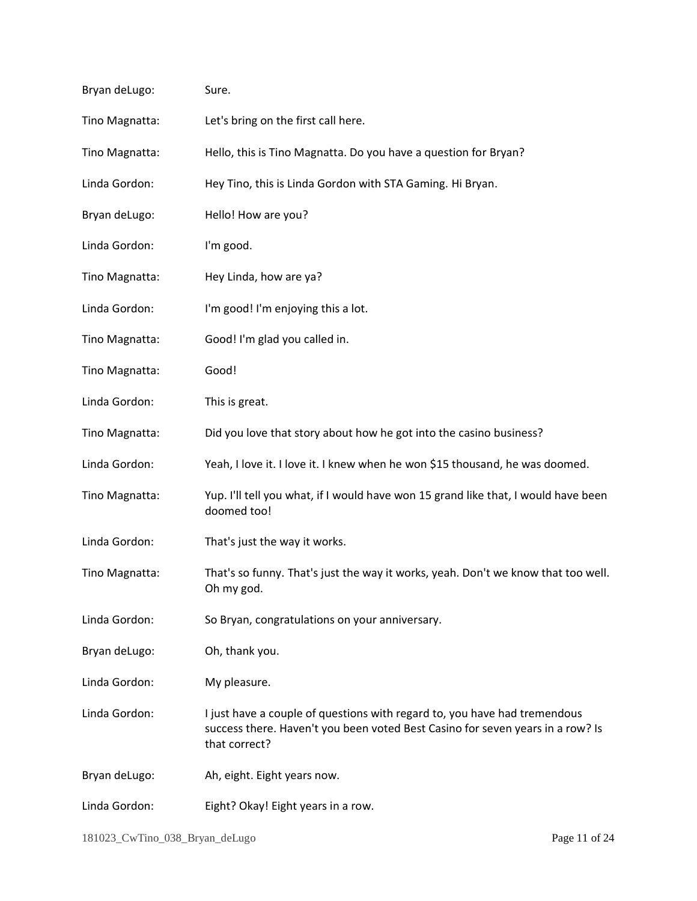Bryan deLugo: Sure.

Tino Magnatta: Let's bring on the first call here.

Tino Magnatta: Hello, this is Tino Magnatta. Do you have a question for Bryan?

Linda Gordon: Hey Tino, this is Linda Gordon with STA Gaming. Hi Bryan.

Bryan deLugo: Hello! How are you?

Linda Gordon: I'm good.

Tino Magnatta: Hey Linda, how are ya?

Linda Gordon: I'm good! I'm enjoying this a lot.

Tino Magnatta: Good! I'm glad you called in.

Tino Magnatta: Good!

Linda Gordon: This is great.

Tino Magnatta: Did you love that story about how he got into the casino business?

Linda Gordon: Yeah, I love it. I love it. I knew when he won $15 thousand, he was doomed.

Tino Magnatta: Yup. I'll tell you what, if I would have won 15 grand like that, I would have been doomed too!

Linda Gordon: That's just the way it works.

Tino Magnatta: That's so funny. That's just the way it works, yeah. Don't we know that too well. Oh my god.

Linda Gordon: So Bryan, congratulations on your anniversary.

Bryan deLugo: Oh, thank you.

Linda Gordon: My pleasure.

Linda Gordon: I just have a couple of questions with regard to, you have had tremendous success there. Haven't you been voted Best Casino for seven years in a row? Is that correct?

Bryan deLugo: Ah, eight. Eight years now.

Linda Gordon: Eight? Okay! Eight years in a row.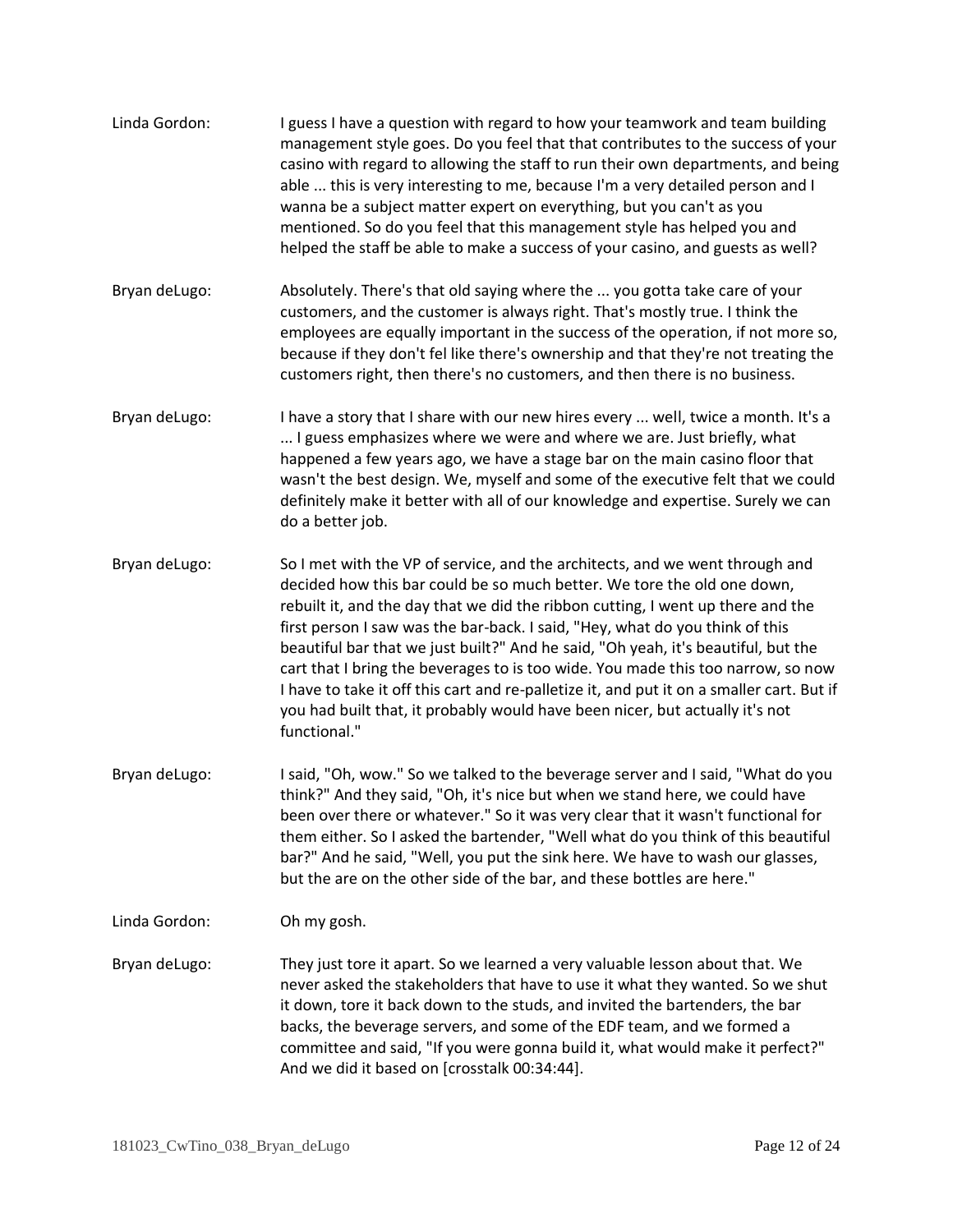**Linda Gordon:** I guess I have a question with regard to how your teamwork and team building management style goes. Do you feel that that contributes to the success of your casino with regard to allowing the staff to run their own departments, and being able ... this is very interesting to me, because I'm a very detailed person and I wanna be a subject matter expert on everything, but you can't as you mentioned. So do you feel that this management style has helped you and helped the staff be able to make a success of your casino, and guests as well?

**Bryan deLugo:** Absolutely. There's that old saying where the ... you gotta take care of your customers, and the customer is always right. That's mostly true. I think the employees are equally important in the success of the operation, if not more so, because if they don't fel like there's ownership and that they're not treating the customers right, then there's no customers, and then there is no business.

**Bryan deLugo:** I have a story that I share with our new hires every ... well, twice a month. It's a ... I guess emphasizes where we were and where we are. Just briefly, what happened a few years ago, we have a stage bar on the main casino floor that wasn't the best design. We, myself and some of the executive felt that we could definitely make it better with all of our knowledge and expertise. Surely we can do a better job.

**Bryan deLugo:** So I met with the VP of service, and the architects, and we went through and decided how this bar could be so much better. We tore the old one down, rebuilt it, and the day that we did the ribbon cutting, I went up there and the first person I saw was the bar-back. I said, "Hey, what do you think of this beautiful bar that we just built?" And he said, "Oh yeah, it's beautiful, but the cart that I bring the beverages to is too wide. You made this too narrow, so now I have to take it off this cart and re-palletize it, and put it on a smaller cart. But if you had built that, it probably would have been nicer, but actually it's not functional."

**Bryan deLugo:** I said, "Oh, wow." So we talked to the beverage server and I said, "What do you think?" And they said, "Oh, it's nice but when we stand here, we could have been over there or whatever." So it was very clear that it wasn't functional for them either. So I asked the bartender, "Well what do you think of this beautiful bar?" And he said, "Well, you put the sink here. We have to wash our glasses, but the are on the other side of the bar, and these bottles are here."

**Linda Gordon:** Oh my gosh.

**Bryan deLugo:** They just tore it apart. So we learned a very valuable lesson about that. We never asked the stakeholders that have to use it what they wanted. So we shut it down, tore it back down to the studs, and invited the bartenders, the bar backs, the beverage servers, and some of the EDF team, and we formed a committee and said, "If you were gonna build it, what would make it perfect?" And we did it based on [crosstalk 00:34:44].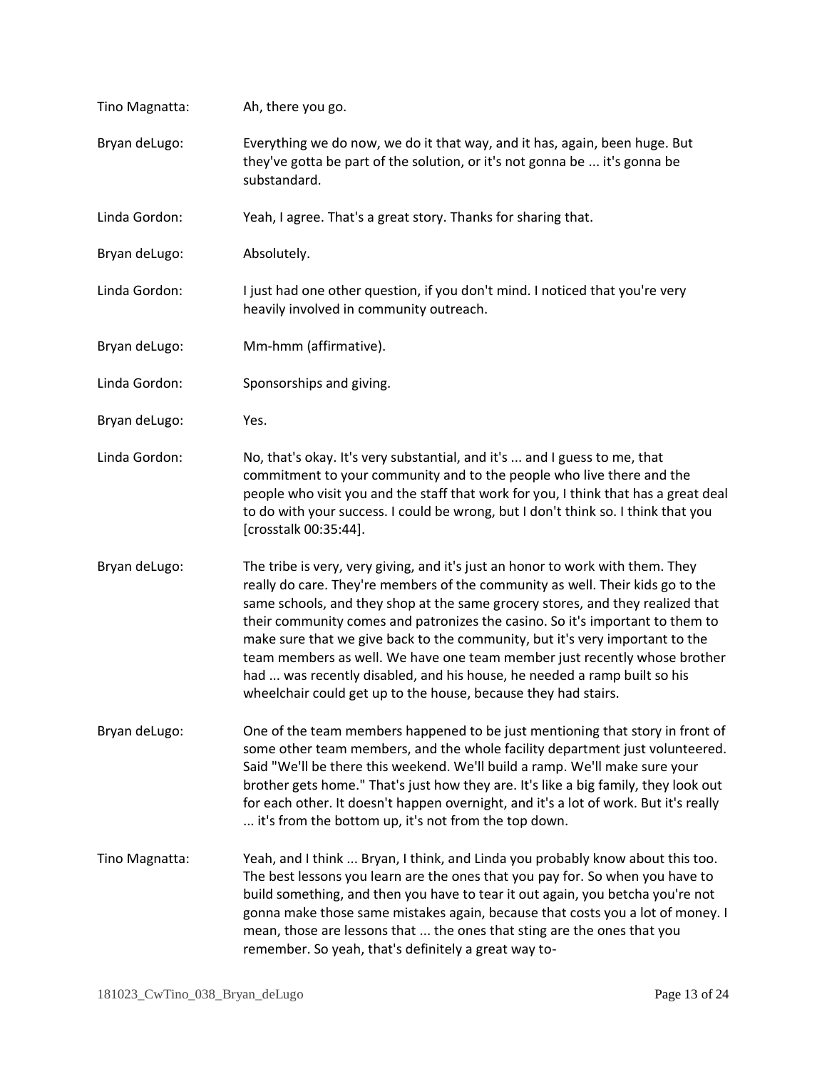Tino Magnatta: Ah, there you go.

Bryan deLugo: Everything we do now, we do it that way, and it has, again, been huge. But they've gotta be part of the solution, or it's not gonna be ... it's gonna be substandard.

Linda Gordon: Yeah, I agree. That's a great story. Thanks for sharing that.

Bryan deLugo: Absolutely.

Linda Gordon: I just had one other question, if you don't mind. I noticed that you're very heavily involved in community outreach.

Bryan deLugo: Mm-hmm (affirmative).

Linda Gordon: Sponsorships and giving.

Bryan deLugo: Yes.

Linda Gordon: No, that's okay. It's very substantial, and it's ... and I guess to me, that commitment to your community and to the people who live there and the people who visit you and the staff that work for you, I think that has a great deal to do with your success. I could be wrong, but I don't think so. I think that you [crosstalk 00:35:44].

Bryan deLugo: The tribe is very, very giving, and it's just an honor to work with them. They really do care. They're members of the community as well. Their kids go to the same schools, and they shop at the same grocery stores, and they realized that their community comes and patronizes the casino. So it's important to them to make sure that we give back to the community, but it's very important to the team members as well. We have one team member just recently whose brother had ... was recently disabled, and his house, he needed a ramp built so his wheelchair could get up to the house, because they had stairs.

Bryan deLugo: One of the team members happened to be just mentioning that story in front of some other team members, and the whole facility department just volunteered. Said "We'll be there this weekend. We'll build a ramp. We'll make sure your brother gets home." That's just how they are. It's like a big family, they look out for each other. It doesn't happen overnight, and it's a lot of work. But it's really ... it's from the bottom up, it's not from the top down.

Tino Magnatta: Yeah, and I think ... Bryan, I think, and Linda you probably know about this too. The best lessons you learn are the ones that you pay for. So when you have to build something, and then you have to tear it out again, you betcha you're not gonna make those same mistakes again, because that costs you a lot of money. I mean, those are lessons that ... the ones that sting are the ones that you remember. So yeah, that's definitely a great way to-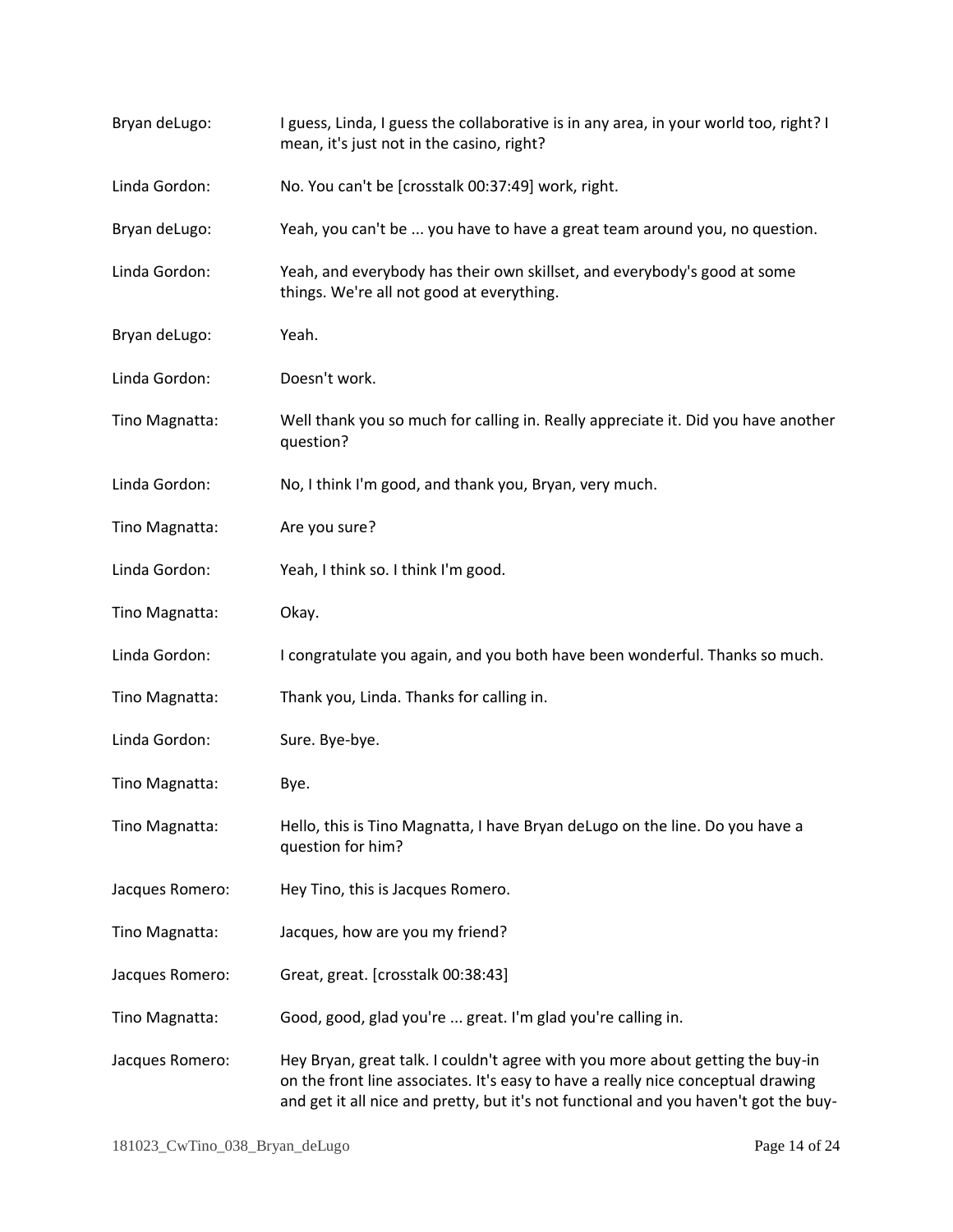Bryan deLugo: I guess, Linda, I guess the collaborative is in any area, in your world too, right? I mean, it's just not in the casino, right?

Linda Gordon: No. You can't be [crosstalk 00:37:49] work, right.

Bryan deLugo: Yeah, you can't be ... you have to have a great team around you, no question.

Linda Gordon: Yeah, and everybody has their own skillset, and everybody's good at some things. We're all not good at everything.

Bryan deLugo: Yeah.

Linda Gordon: Doesn't work.

Tino Magnatta: Well thank you so much for calling in. Really appreciate it. Did you have another question?

Linda Gordon: No, I think I'm good, and thank you, Bryan, very much.

Tino Magnatta: Are you sure?

Linda Gordon: Yeah, I think so. I think I'm good.

Tino Magnatta: Okay.

Linda Gordon: I congratulate you again, and you both have been wonderful. Thanks so much.

Tino Magnatta: Thank you, Linda. Thanks for calling in.

Linda Gordon: Sure. Bye-bye.

Tino Magnatta: Bye.

Tino Magnatta: Hello, this is Tino Magnatta, I have Bryan deLugo on the line. Do you have a question for him?

Jacques Romero: Hey Tino, this is Jacques Romero.

Tino Magnatta: Jacques, how are you my friend?

Jacques Romero: Great, great. [crosstalk 00:38:43]

Tino Magnatta: Good, good, glad you're ... great. I'm glad you're calling in.

Jacques Romero: Hey Bryan, great talk. I couldn't agree with you more about getting the buy-in on the front line associates. It's easy to have a really nice conceptual drawing and get it all nice and pretty, but it's not functional and you haven't got the buy-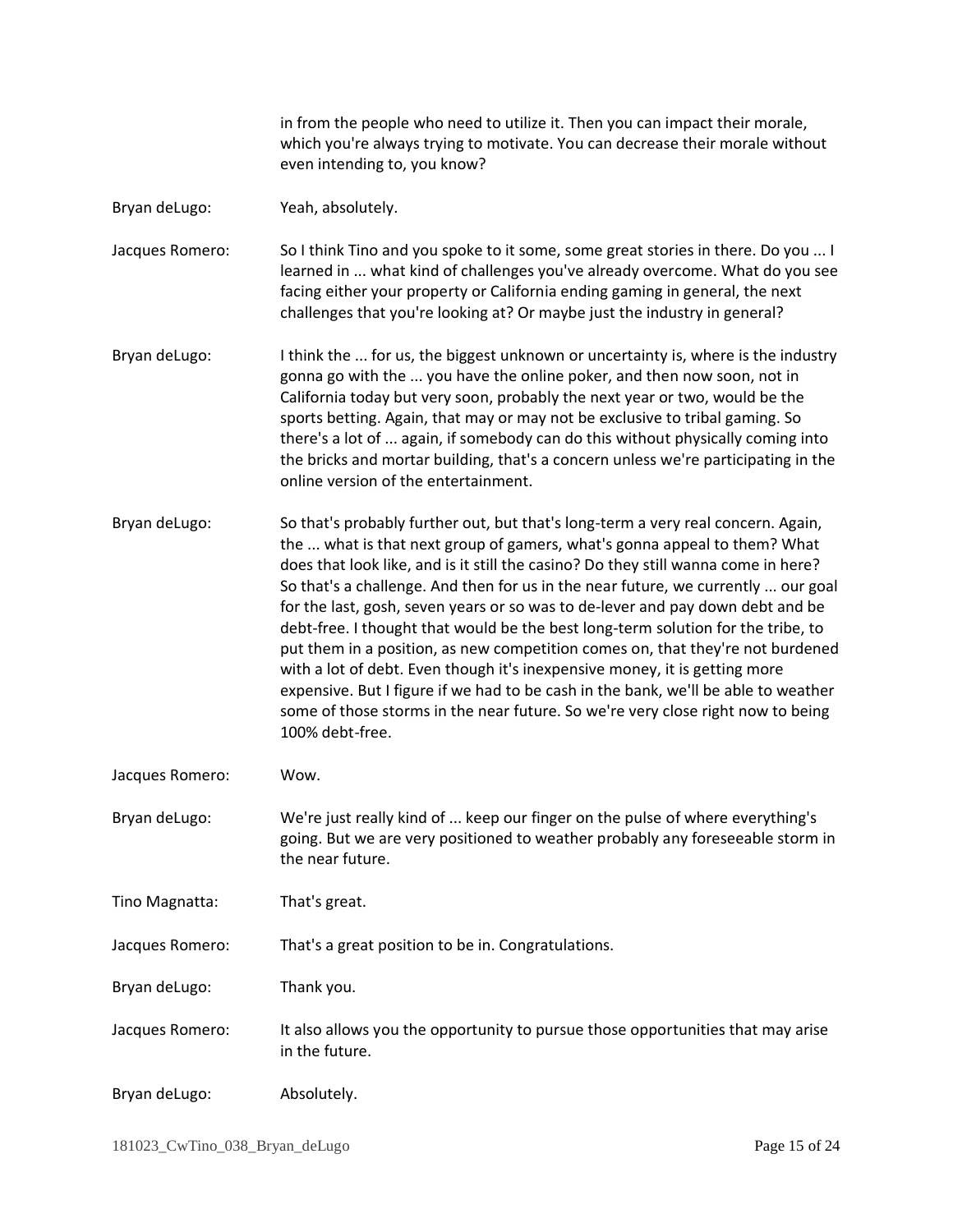in from the people who need to utilize it. Then you can impact their morale, which you're always trying to motivate. You can decrease their morale without even intending to, you know?

Bryan deLugo: Yeah, absolutely.

Jacques Romero: So I think Tino and you spoke to it some, some great stories in there. Do you ... I learned in ... what kind of challenges you've already overcome. What do you see facing either your property or California ending gaming in general, the next challenges that you're looking at? Or maybe just the industry in general?

Bryan deLugo: I think the ... for us, the biggest unknown or uncertainty is, where is the industry gonna go with the ... you have the online poker, and then now soon, not in California today but very soon, probably the next year or two, would be the sports betting. Again, that may or may not be exclusive to tribal gaming. So there's a lot of ... again, if somebody can do this without physically coming into the bricks and mortar building, that's a concern unless we're participating in the online version of the entertainment.

Bryan deLugo: So that's probably further out, but that's long-term a very real concern. Again, the ... what is that next group of gamers, what's gonna appeal to them? What does that look like, and is it still the casino? Do they still wanna come in here? So that's a challenge. And then for us in the near future, we currently ... our goal for the last, gosh, seven years or so was to de-lever and pay down debt and be debt-free. I thought that would be the best long-term solution for the tribe, to put them in a position, as new competition comes on, that they're not burdened with a lot of debt. Even though it's inexpensive money, it is getting more expensive. But I figure if we had to be cash in the bank, we'll be able to weather some of those storms in the near future. So we're very close right now to being 100% debt-free.

Jacques Romero: Wow.

Bryan deLugo: We're just really kind of ... keep our finger on the pulse of where everything's going. But we are very positioned to weather probably any foreseeable storm in the near future.

Tino Magnatta: That's great.

Jacques Romero: That's a great position to be in. Congratulations.

Bryan deLugo: Thank you.

Jacques Romero: It also allows you the opportunity to pursue those opportunities that may arise in the future.

Bryan deLugo: Absolutely.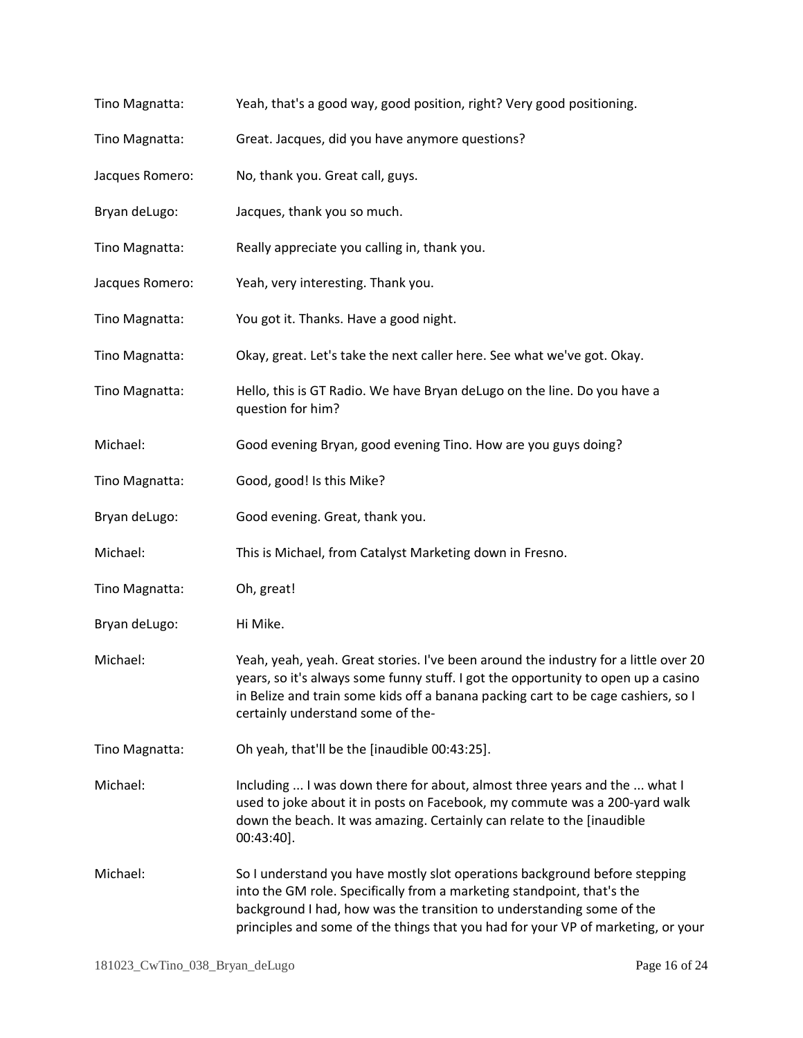Tino Magnatta: Yeah, that's a good way, good position, right? Very good positioning.

Tino Magnatta: Great. Jacques, did you have anymore questions?

Jacques Romero: No, thank you. Great call, guys.

Bryan deLugo: Jacques, thank you so much.

Tino Magnatta: Really appreciate you calling in, thank you.

Jacques Romero: Yeah, very interesting. Thank you.

Tino Magnatta: You got it. Thanks. Have a good night.

Tino Magnatta: Okay, great. Let's take the next caller here. See what we've got. Okay.

Tino Magnatta: Hello, this is GT Radio. We have Bryan deLugo on the line. Do you have a question for him?

Michael: Good evening Bryan, good evening Tino. How are you guys doing?

Tino Magnatta: Good, good! Is this Mike?

Bryan deLugo: Good evening. Great, thank you.

Michael: This is Michael, from Catalyst Marketing down in Fresno.

Tino Magnatta: Oh, great!

Bryan deLugo: Hi Mike.

Michael: Yeah, yeah, yeah. Great stories. I've been around the industry for a little over 20 years, so it's always some funny stuff. I got the opportunity to open up a casino in Belize and train some kids off a banana packing cart to be cage cashiers, so I certainly understand some of the-

Tino Magnatta: Oh yeah, that'll be the [inaudible 00:43:25].

Michael: Including ... I was down there for about, almost three years and the ... what I used to joke about it in posts on Facebook, my commute was a 200-yard walk down the beach. It was amazing. Certainly can relate to the [inaudible 00:43:40].

Michael: So I understand you have mostly slot operations background before stepping into the GM role. Specifically from a marketing standpoint, that's the background I had, how was the transition to understanding some of the principles and some of the things that you had for your VP of marketing, or your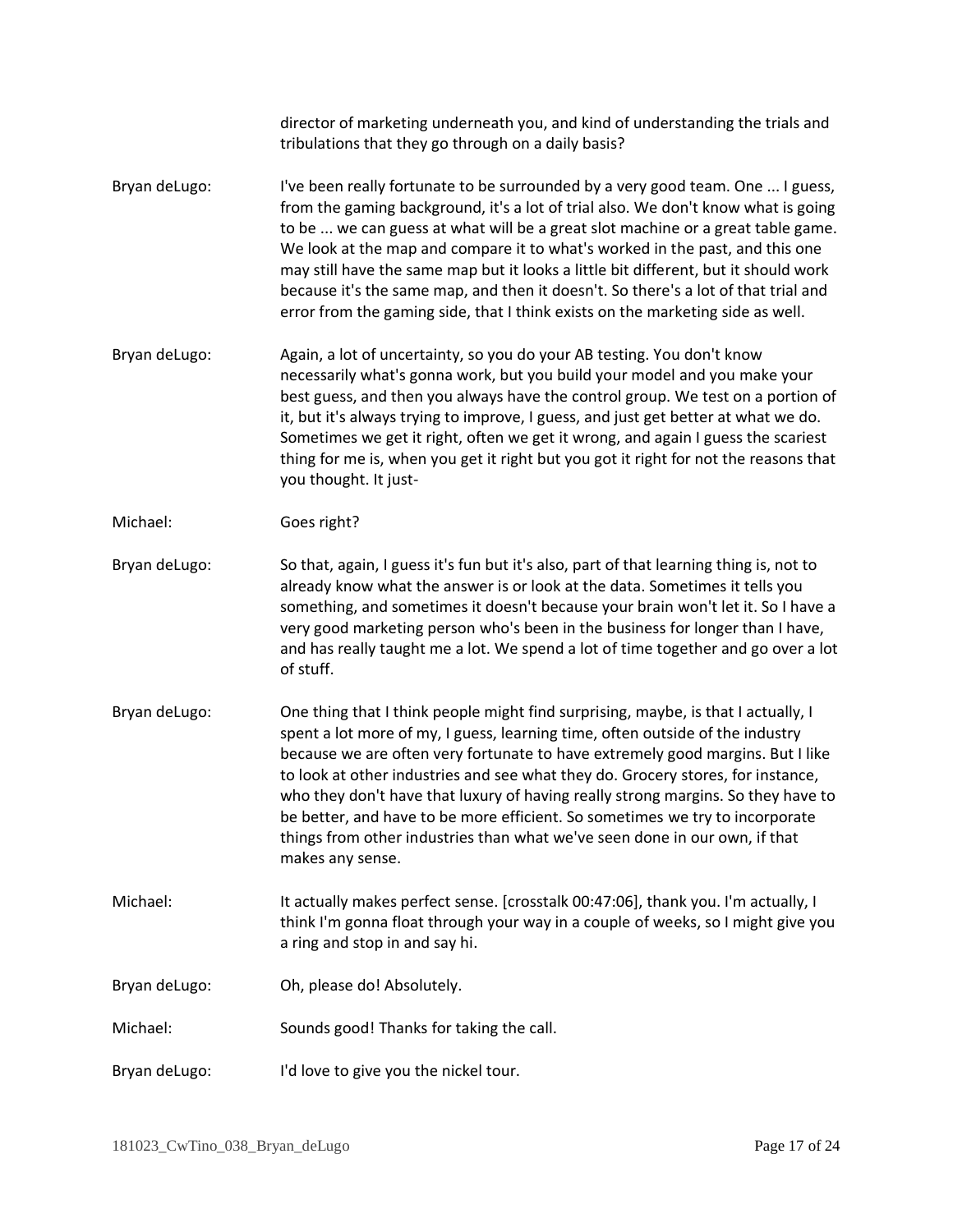director of marketing underneath you, and kind of understanding the trials and tribulations that they go through on a daily basis?

Bryan deLugo: I've been really fortunate to be surrounded by a very good team. One ... I guess, from the gaming background, it's a lot of trial also. We don't know what is going to be ... we can guess at what will be a great slot machine or a great table game. We look at the map and compare it to what's worked in the past, and this one may still have the same map but it looks a little bit different, but it should work because it's the same map, and then it doesn't. So there's a lot of that trial and error from the gaming side, that I think exists on the marketing side as well.

Bryan deLugo: Again, a lot of uncertainty, so you do your AB testing. You don't know necessarily what's gonna work, but you build your model and you make your best guess, and then you always have the control group. We test on a portion of it, but it's always trying to improve, I guess, and just get better at what we do. Sometimes we get it right, often we get it wrong, and again I guess the scariest thing for me is, when you get it right but you got it right for not the reasons that you thought. It just-

Michael: Goes right?

Bryan deLugo: So that, again, I guess it's fun but it's also, part of that learning thing is, not to already know what the answer is or look at the data. Sometimes it tells you something, and sometimes it doesn't because your brain won't let it. So I have a very good marketing person who's been in the business for longer than I have, and has really taught me a lot. We spend a lot of time together and go over a lot of stuff.

Bryan deLugo: One thing that I think people might find surprising, maybe, is that I actually, I spent a lot more of my, I guess, learning time, often outside of the industry because we are often very fortunate to have extremely good margins. But I like to look at other industries and see what they do. Grocery stores, for instance, who they don't have that luxury of having really strong margins. So they have to be better, and have to be more efficient. So sometimes we try to incorporate things from other industries than what we've seen done in our own, if that makes any sense.

Michael: It actually makes perfect sense. [crosstalk 00:47:06], thank you. I'm actually, I think I'm gonna float through your way in a couple of weeks, so I might give you a ring and stop in and say hi.

Bryan deLugo: Oh, please do! Absolutely.

Michael: Sounds good! Thanks for taking the call.

Bryan deLugo: I'd love to give you the nickel tour.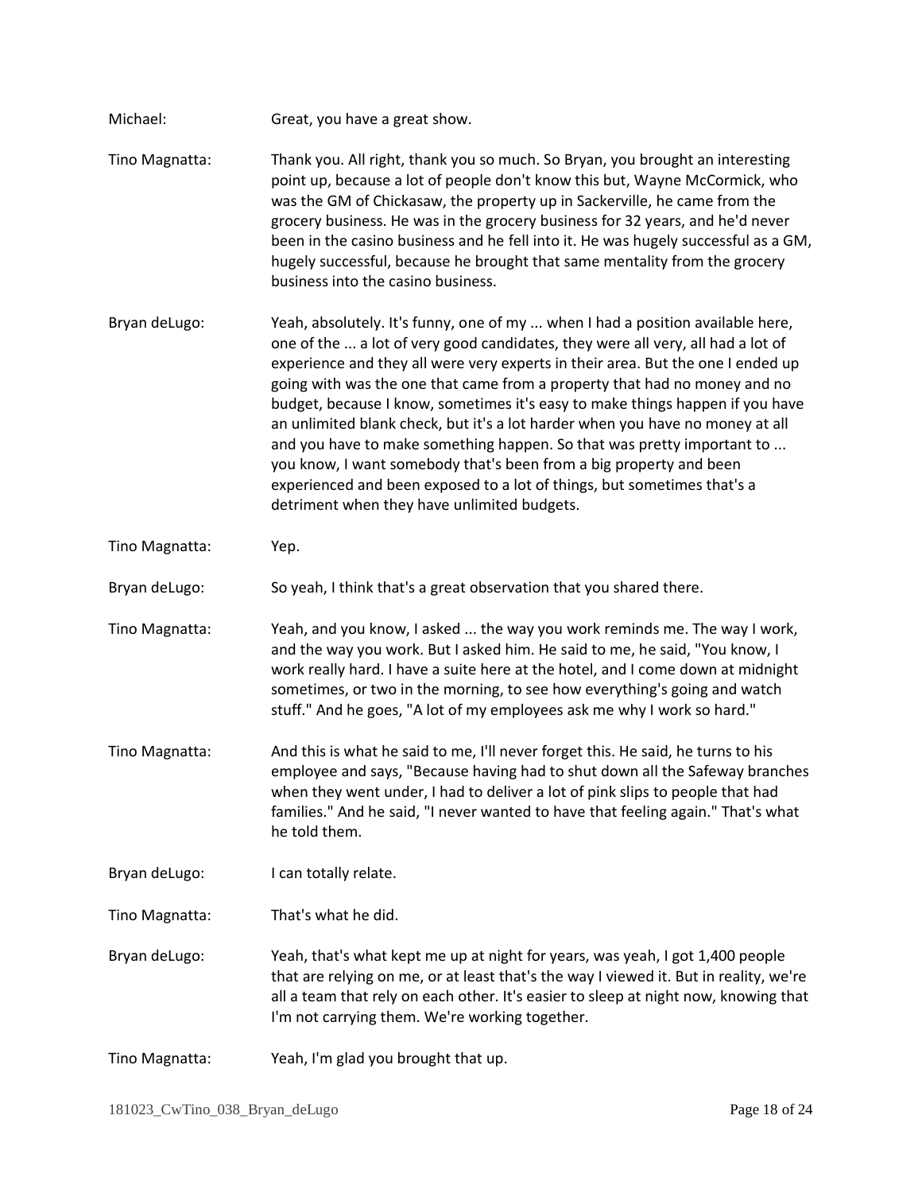Michael: Great, you have a great show.

Tino Magnatta: Thank you. All right, thank you so much. So Bryan, you brought an interesting point up, because a lot of people don't know this but, Wayne McCormick, who was the GM of Chickasaw, the property up in Sackerville, he came from the grocery business. He was in the grocery business for 32 years, and he'd never been in the casino business and he fell into it. He was hugely successful as a GM, hugely successful, because he brought that same mentality from the grocery business into the casino business.

Bryan deLugo: Yeah, absolutely. It's funny, one of my ... when I had a position available here, one of the ... a lot of very good candidates, they were all very, all had a lot of experience and they all were very experts in their area. But the one I ended up going with was the one that came from a property that had no money and no budget, because I know, sometimes it's easy to make things happen if you have an unlimited blank check, but it's a lot harder when you have no money at all and you have to make something happen. So that was pretty important to ... you know, I want somebody that's been from a big property and been experienced and been exposed to a lot of things, but sometimes that's a detriment when they have unlimited budgets.

Tino Magnatta: Yep.

Bryan deLugo: So yeah, I think that's a great observation that you shared there.

Tino Magnatta: Yeah, and you know, I asked ... the way you work reminds me. The way I work, and the way you work. But I asked him. He said to me, he said, "You know, I work really hard. I have a suite here at the hotel, and I come down at midnight sometimes, or two in the morning, to see how everything's going and watch stuff." And he goes, "A lot of my employees ask me why I work so hard."

Tino Magnatta: And this is what he said to me, I'll never forget this. He said, he turns to his employee and says, "Because having had to shut down all the Safeway branches when they went under, I had to deliver a lot of pink slips to people that had families." And he said, "I never wanted to have that feeling again." That's what he told them.

Bryan deLugo: I can totally relate.

Tino Magnatta: That's what he did.

Bryan deLugo: Yeah, that's what kept me up at night for years, was yeah, I got 1,400 people that are relying on me, or at least that's the way I viewed it. But in reality, we're all a team that rely on each other. It's easier to sleep at night now, knowing that I'm not carrying them. We're working together.

Tino Magnatta: Yeah, I'm glad you brought that up.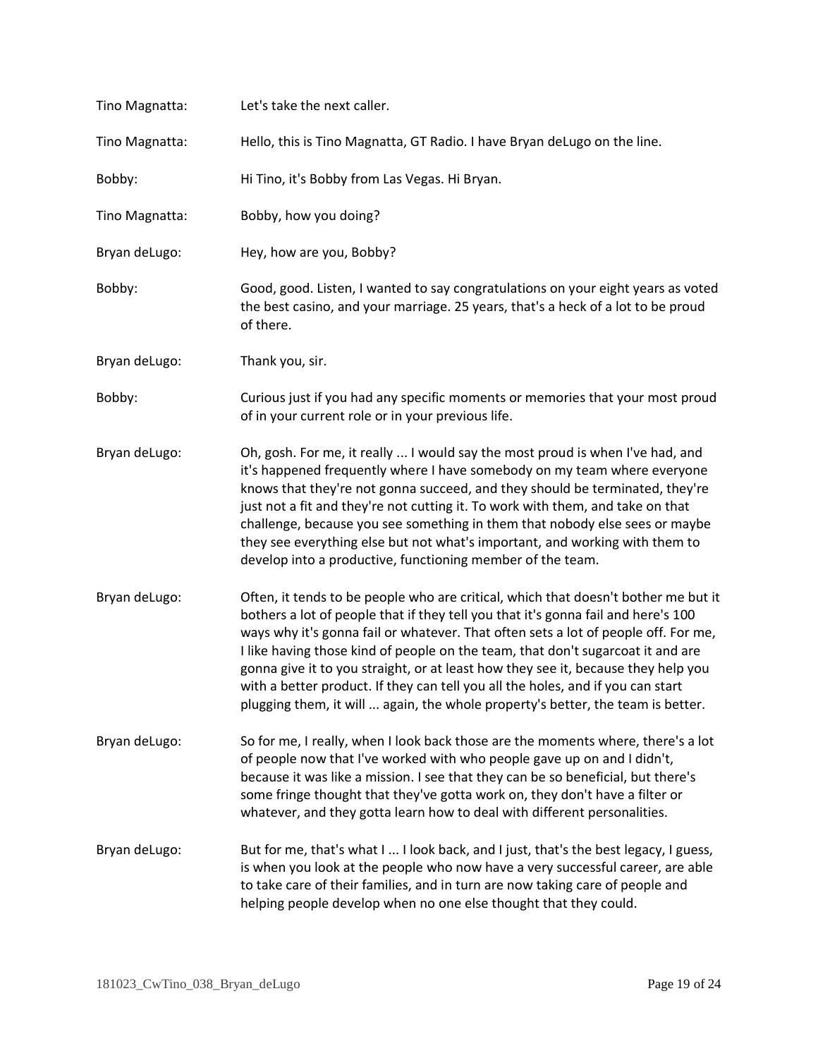Tino Magnatta: Let's take the next caller.

Tino Magnatta: Hello, this is Tino Magnatta, GT Radio. I have Bryan deLugo on the line.

Bobby: Hi Tino, it's Bobby from Las Vegas. Hi Bryan.

Tino Magnatta: Bobby, how you doing?

Bryan deLugo: Hey, how are you, Bobby?

Bobby: Good, good. Listen, I wanted to say congratulations on your eight years as voted the best casino, and your marriage. 25 years, that's a heck of a lot to be proud of there.

Bryan deLugo: Thank you, sir.

Bobby: Curious just if you had any specific moments or memories that your most proud of in your current role or in your previous life.

Bryan deLugo: Oh, gosh. For me, it really ... I would say the most proud is when I've had, and it's happened frequently where I have somebody on my team where everyone knows that they're not gonna succeed, and they should be terminated, they're just not a fit and they're not cutting it. To work with them, and take on that challenge, because you see something in them that nobody else sees or maybe they see everything else but not what's important, and working with them to develop into a productive, functioning member of the team.

Bryan deLugo: Often, it tends to be people who are critical, which that doesn't bother me but it bothers a lot of people that if they tell you that it's gonna fail and here's 100 ways why it's gonna fail or whatever. That often sets a lot of people off. For me, I like having those kind of people on the team, that don't sugarcoat it and are gonna give it to you straight, or at least how they see it, because they help you with a better product. If they can tell you all the holes, and if you can start plugging them, it will ... again, the whole property's better, the team is better.

Bryan deLugo: So for me, I really, when I look back those are the moments where, there's a lot of people now that I've worked with who people gave up on and I didn't, because it was like a mission. I see that they can be so beneficial, but there's some fringe thought that they've gotta work on, they don't have a filter or whatever, and they gotta learn how to deal with different personalities.

Bryan deLugo: But for me, that's what I ... I look back, and I just, that's the best legacy, I guess, is when you look at the people who now have a very successful career, are able to take care of their families, and in turn are now taking care of people and helping people develop when no one else thought that they could.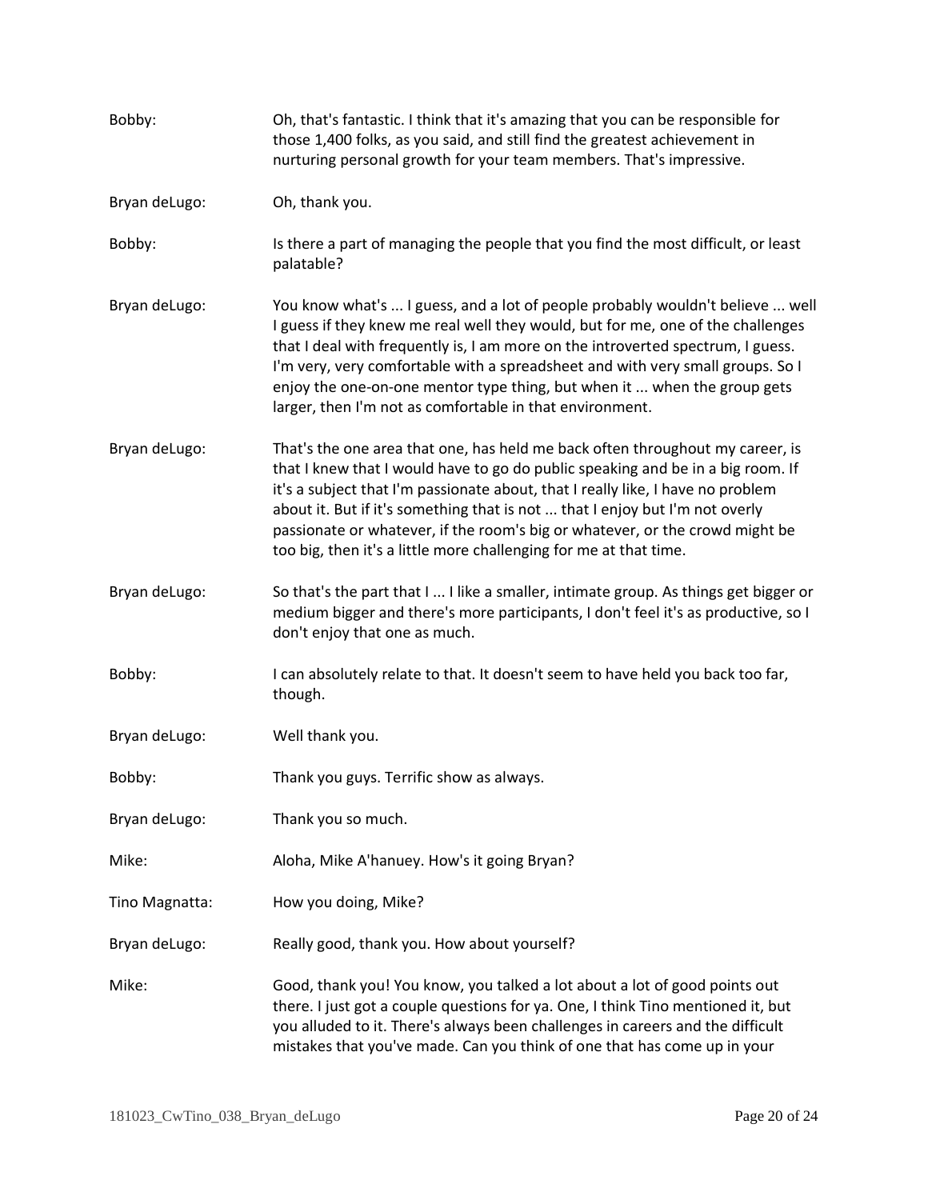Bobby: Oh, that's fantastic. I think that it's amazing that you can be responsible for those 1,400 folks, as you said, and still find the greatest achievement in nurturing personal growth for your team members. That's impressive.

Bryan deLugo: Oh, thank you.

Bobby: Is there a part of managing the people that you find the most difficult, or least palatable?

Bryan deLugo: You know what's ... I guess, and a lot of people probably wouldn't believe ... well I guess if they knew me real well they would, but for me, one of the challenges that I deal with frequently is, I am more on the introverted spectrum, I guess. I'm very, very comfortable with a spreadsheet and with very small groups. So I enjoy the one-on-one mentor type thing, but when it ... when the group gets larger, then I'm not as comfortable in that environment.

Bryan deLugo: That's the one area that one, has held me back often throughout my career, is that I knew that I would have to go do public speaking and be in a big room. If it's a subject that I'm passionate about, that I really like, I have no problem about it. But if it's something that is not ... that I enjoy but I'm not overly passionate or whatever, if the room's big or whatever, or the crowd might be too big, then it's a little more challenging for me at that time.

Bryan deLugo: So that's the part that I ... I like a smaller, intimate group. As things get bigger or medium bigger and there's more participants, I don't feel it's as productive, so I don't enjoy that one as much.

Bobby: I can absolutely relate to that. It doesn't seem to have held you back too far, though.

Bryan deLugo: Well thank you.

Bobby: Thank you guys. Terrific show as always.

Bryan deLugo: Thank you so much.

Mike: Aloha, Mike A'hanuey. How's it going Bryan?

Tino Magnatta: How you doing, Mike?

Bryan deLugo: Really good, thank you. How about yourself?

Mike: Good, thank you! You know, you talked a lot about a lot of good points out there. I just got a couple questions for ya. One, I think Tino mentioned it, but you alluded to it. There's always been challenges in careers and the difficult mistakes that you've made. Can you think of one that has come up in your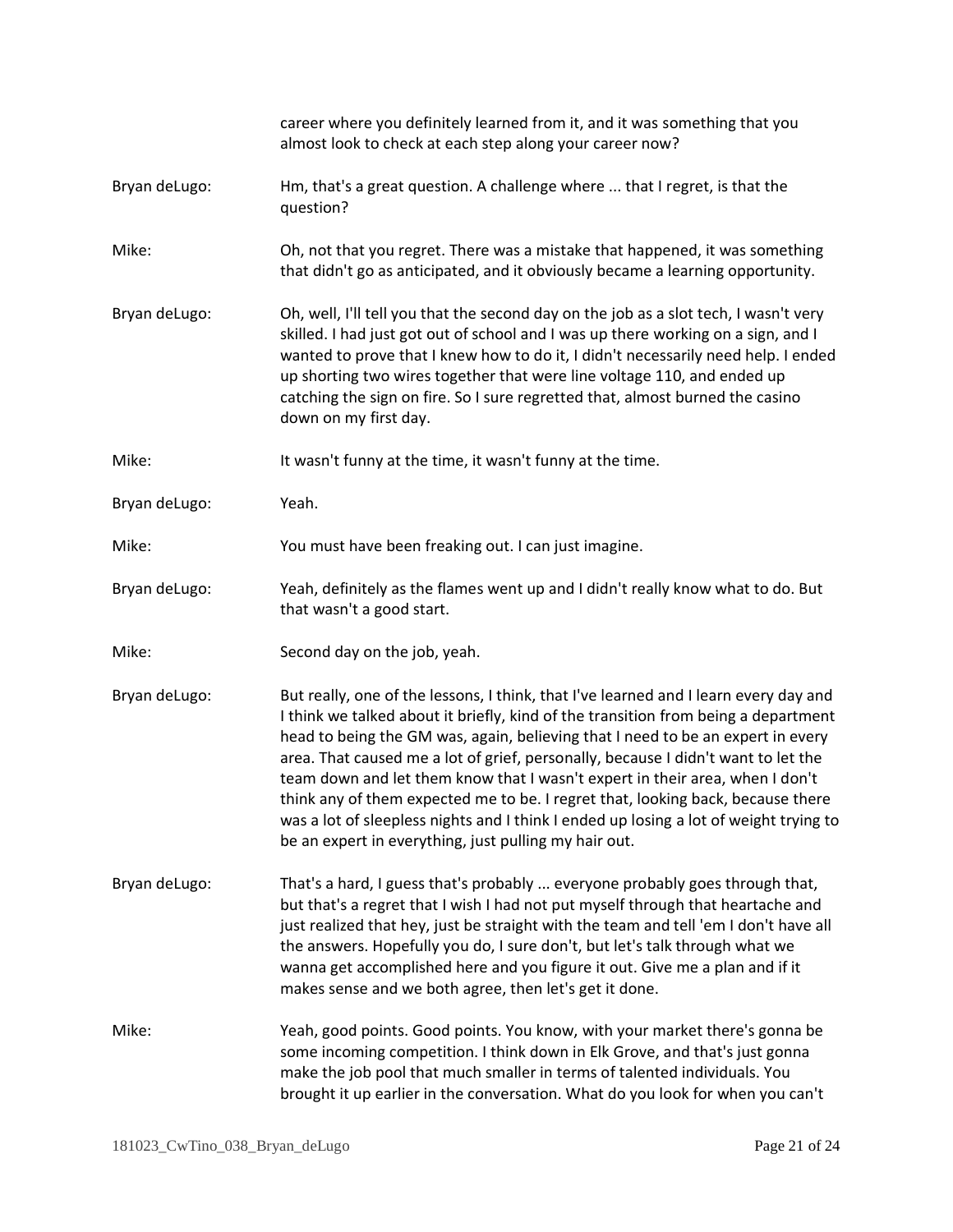career where you definitely learned from it, and it was something that you almost look to check at each step along your career now?

Bryan deLugo: Hm, that's a great question. A challenge where ... that I regret, is that the question?

Mike: Oh, not that you regret. There was a mistake that happened, it was something that didn't go as anticipated, and it obviously became a learning opportunity.

Bryan deLugo: Oh, well, I'll tell you that the second day on the job as a slot tech, I wasn't very skilled. I had just got out of school and I was up there working on a sign, and I wanted to prove that I knew how to do it, I didn't necessarily need help. I ended up shorting two wires together that were line voltage 110, and ended up catching the sign on fire. So I sure regretted that, almost burned the casino down on my first day.

Mike: It wasn't funny at the time, it wasn't funny at the time.

Bryan deLugo: Yeah.

Mike: You must have been freaking out. I can just imagine.

Bryan deLugo: Yeah, definitely as the flames went up and I didn't really know what to do. But that wasn't a good start.

Mike: Second day on the job, yeah.

Bryan deLugo: But really, one of the lessons, I think, that I've learned and I learn every day and I think we talked about it briefly, kind of the transition from being a department head to being the GM was, again, believing that I need to be an expert in every area. That caused me a lot of grief, personally, because I didn't want to let the team down and let them know that I wasn't expert in their area, when I don't think any of them expected me to be. I regret that, looking back, because there was a lot of sleepless nights and I think I ended up losing a lot of weight trying to be an expert in everything, just pulling my hair out.

Bryan deLugo: That's a hard, I guess that's probably ... everyone probably goes through that, but that's a regret that I wish I had not put myself through that heartache and just realized that hey, just be straight with the team and tell 'em I don't have all the answers. Hopefully you do, I sure don't, but let's talk through what we wanna get accomplished here and you figure it out. Give me a plan and if it makes sense and we both agree, then let's get it done.

Mike: Yeah, good points. Good points. You know, with your market there's gonna be some incoming competition. I think down in Elk Grove, and that's just gonna make the job pool that much smaller in terms of talented individuals. You brought it up earlier in the conversation. What do you look for when you can't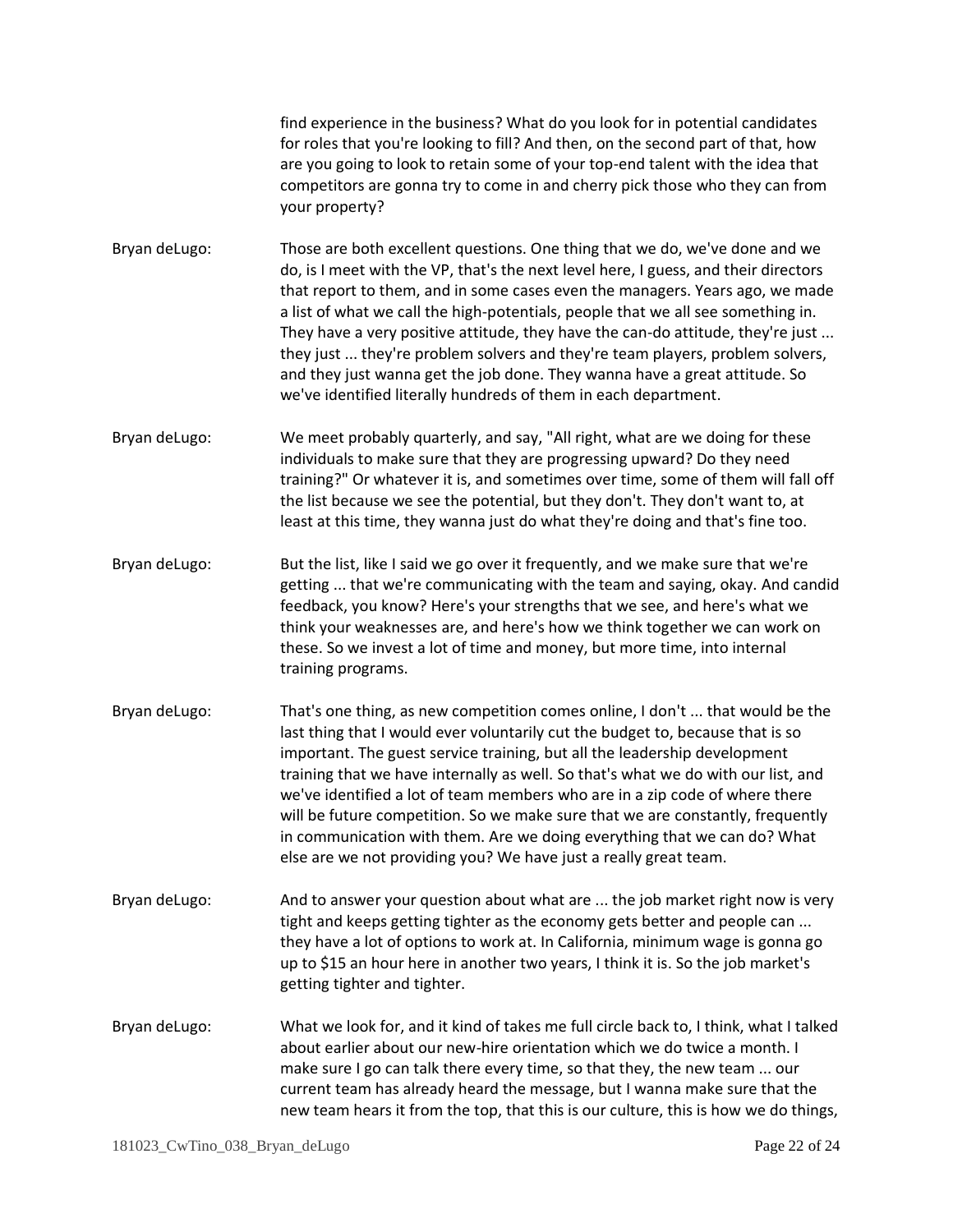find experience in the business? What do you look for in potential candidates for roles that you're looking to fill? And then, on the second part of that, how are you going to look to retain some of your top-end talent with the idea that competitors are gonna try to come in and cherry pick those who they can from your property?

Bryan deLugo: Those are both excellent questions. One thing that we do, we've done and we do, is I meet with the VP, that's the next level here, I guess, and their directors that report to them, and in some cases even the managers. Years ago, we made a list of what we call the high-potentials, people that we all see something in. They have a very positive attitude, they have the can-do attitude, they're just ... they just ... they're problem solvers and they're team players, problem solvers, and they just wanna get the job done. They wanna have a great attitude. So we've identified literally hundreds of them in each department.

Bryan deLugo: We meet probably quarterly, and say, "All right, what are we doing for these individuals to make sure that they are progressing upward? Do they need training?" Or whatever it is, and sometimes over time, some of them will fall off the list because we see the potential, but they don't. They don't want to, at least at this time, they wanna just do what they're doing and that's fine too.

Bryan deLugo: But the list, like I said we go over it frequently, and we make sure that we're getting ... that we're communicating with the team and saying, okay. And candid feedback, you know? Here's your strengths that we see, and here's what we think your weaknesses are, and here's how we think together we can work on these. So we invest a lot of time and money, but more time, into internal training programs.

Bryan deLugo: That's one thing, as new competition comes online, I don't ... that would be the last thing that I would ever voluntarily cut the budget to, because that is so important. The guest service training, but all the leadership development training that we have internally as well. So that's what we do with our list, and we've identified a lot of team members who are in a zip code of where there will be future competition. So we make sure that we are constantly, frequently in communication with them. Are we doing everything that we can do? What else are we not providing you? We have just a really great team.

Bryan deLugo: And to answer your question about what are ... the job market right now is very tight and keeps getting tighter as the economy gets better and people can ... they have a lot of options to work at. In California, minimum wage is gonna go up to $15 an hour here in another two years, I think it is. So the job market's getting tighter and tighter.

Bryan deLugo: What we look for, and it kind of takes me full circle back to, I think, what I talked about earlier about our new-hire orientation which we do twice a month. I make sure I go can talk there every time, so that they, the new team ... our current team has already heard the message, but I wanna make sure that the new team hears it from the top, that this is our culture, this is how we do things,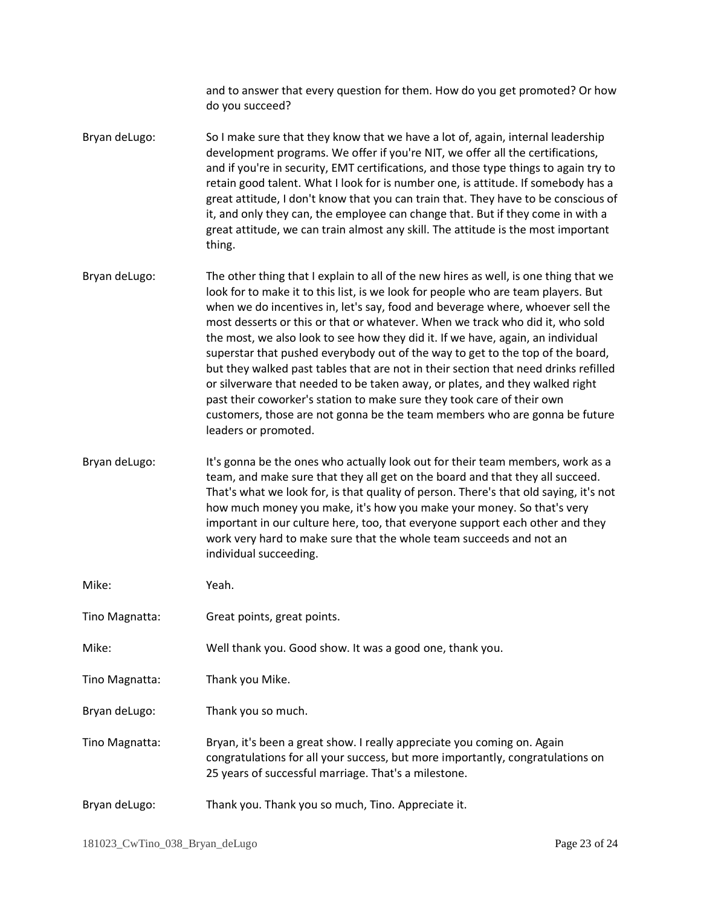and to answer that every question for them. How do you get promoted? Or how do you succeed?

Bryan deLugo: So I make sure that they know that we have a lot of, again, internal leadership development programs. We offer if you're NIT, we offer all the certifications, and if you're in security, EMT certifications, and those type things to again try to retain good talent. What I look for is number one, is attitude. If somebody has a great attitude, I don't know that you can train that. They have to be conscious of it, and only they can, the employee can change that. But if they come in with a great attitude, we can train almost any skill. The attitude is the most important thing.

Bryan deLugo: The other thing that I explain to all of the new hires as well, is one thing that we look for to make it to this list, is we look for people who are team players. But when we do incentives in, let's say, food and beverage where, whoever sell the most desserts or this or that or whatever. When we track who did it, who sold the most, we also look to see how they did it. If we have, again, an individual superstar that pushed everybody out of the way to get to the top of the board, but they walked past tables that are not in their section that need drinks refilled or silverware that needed to be taken away, or plates, and they walked right past their coworker's station to make sure they took care of their own customers, those are not gonna be the team members who are gonna be future leaders or promoted.

Bryan deLugo: It's gonna be the ones who actually look out for their team members, work as a team, and make sure that they all get on the board and that they all succeed. That's what we look for, is that quality of person. There's that old saying, it's not how much money you make, it's how you make your money. So that's very important in our culture here, too, that everyone support each other and they work very hard to make sure that the whole team succeeds and not an individual succeeding.

Mike: Yeah.

Tino Magnatta: Great points, great points.

Mike: Well thank you. Good show. It was a good one, thank you.

Tino Magnatta: Thank you Mike.

Bryan deLugo: Thank you so much.

Tino Magnatta: Bryan, it's been a great show. I really appreciate you coming on. Again congratulations for all your success, but more importantly, congratulations on 25 years of successful marriage. That's a milestone.

Bryan deLugo: Thank you. Thank you so much, Tino. Appreciate it.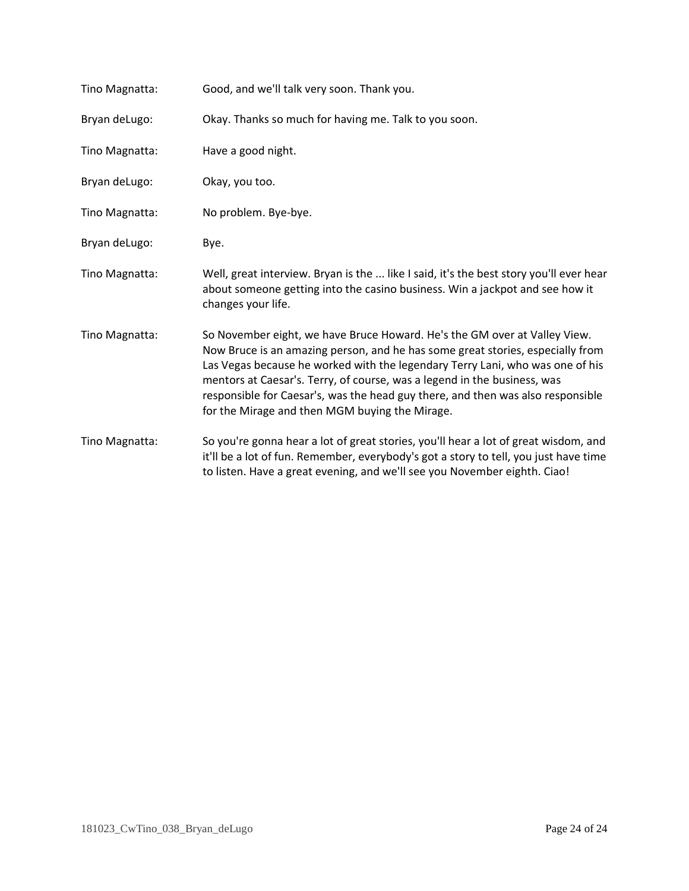Tino Magnatta: Good, and we'll talk very soon. Thank you.

Bryan deLugo: Okay. Thanks so much for having me. Talk to you soon.

Tino Magnatta: Have a good night.

Bryan deLugo: Okay, you too.

Tino Magnatta: No problem. Bye-bye.

Bryan deLugo: Bye.

Tino Magnatta: Well, great interview. Bryan is the ... like I said, it's the best story you'll ever hear about someone getting into the casino business. Win a jackpot and see how it changes your life.

Tino Magnatta: So November eight, we have Bruce Howard. He's the GM over at Valley View. Now Bruce is an amazing person, and he has some great stories, especially from Las Vegas because he worked with the legendary Terry Lani, who was one of his mentors at Caesar's. Terry, of course, was a legend in the business, was responsible for Caesar's, was the head guy there, and then was also responsible for the Mirage and then MGM buying the Mirage.

Tino Magnatta: So you're gonna hear a lot of great stories, you'll hear a lot of great wisdom, and it'll be a lot of fun. Remember, everybody's got a story to tell, you just have time to listen. Have a great evening, and we'll see you November eighth. Ciao!